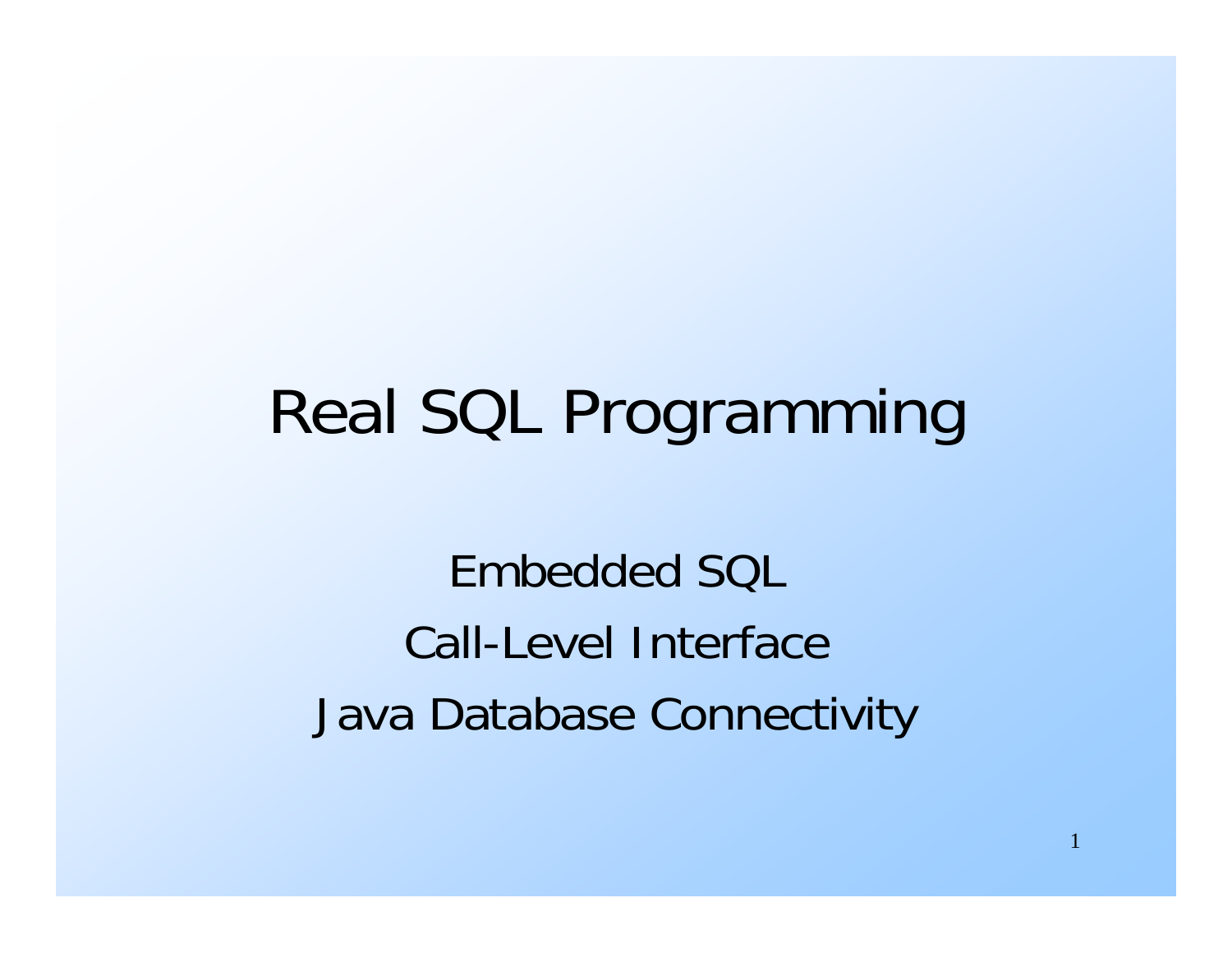# Real SQL Programming

Embedded SQL

Call-Level Interface

Java Database Connectivity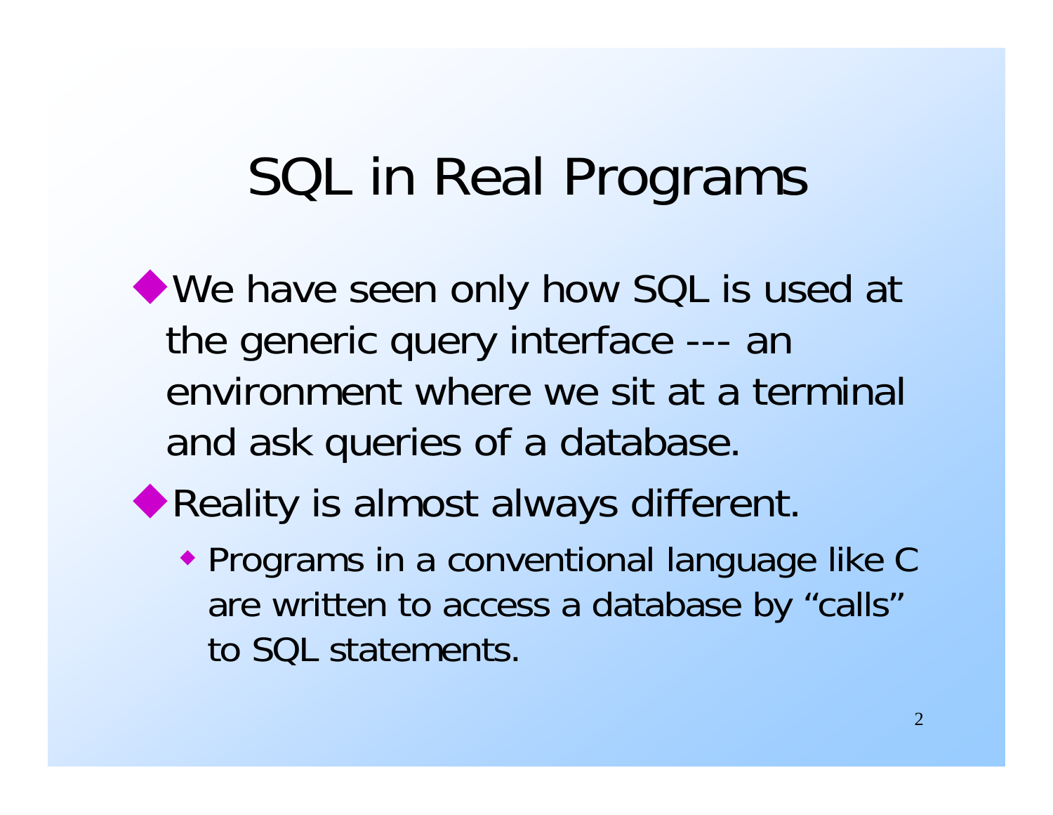# SQL in Real Programs

- We have seen only how SQL is used at the generic query interface --- an environment where we sit at a terminal and ask queries of a database.
- Reality is almost always different.
  - Programs in a conventional language like C are written to access a database by "calls" to SQL statements.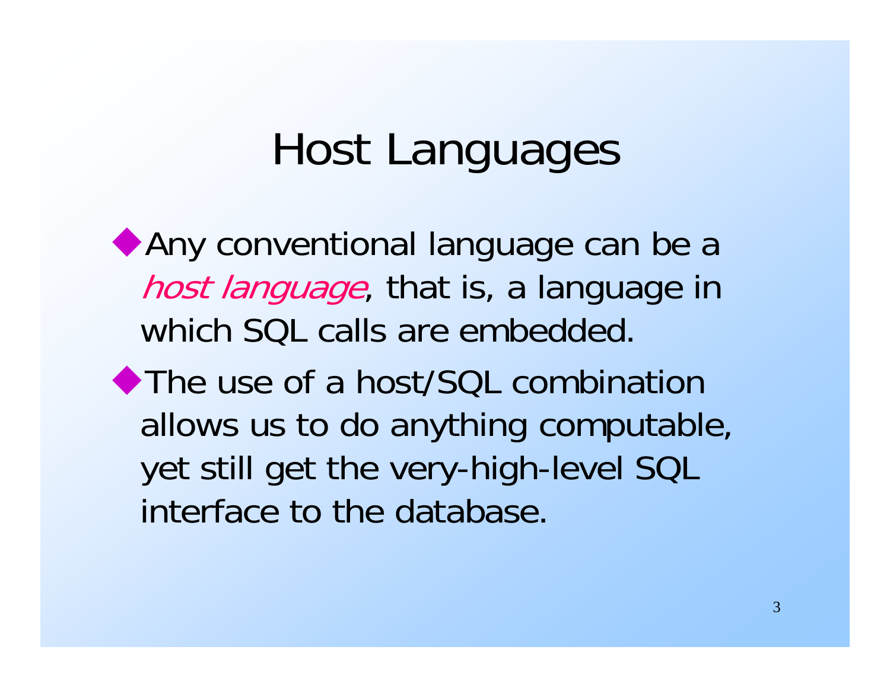# Host Languages

- Any conventional language can be a *host language*, that is, a language in which SQL calls are embedded.
- The use of a host/SQL combination allows us to do anything computable, yet still get the very-high-level SQL interface to the database.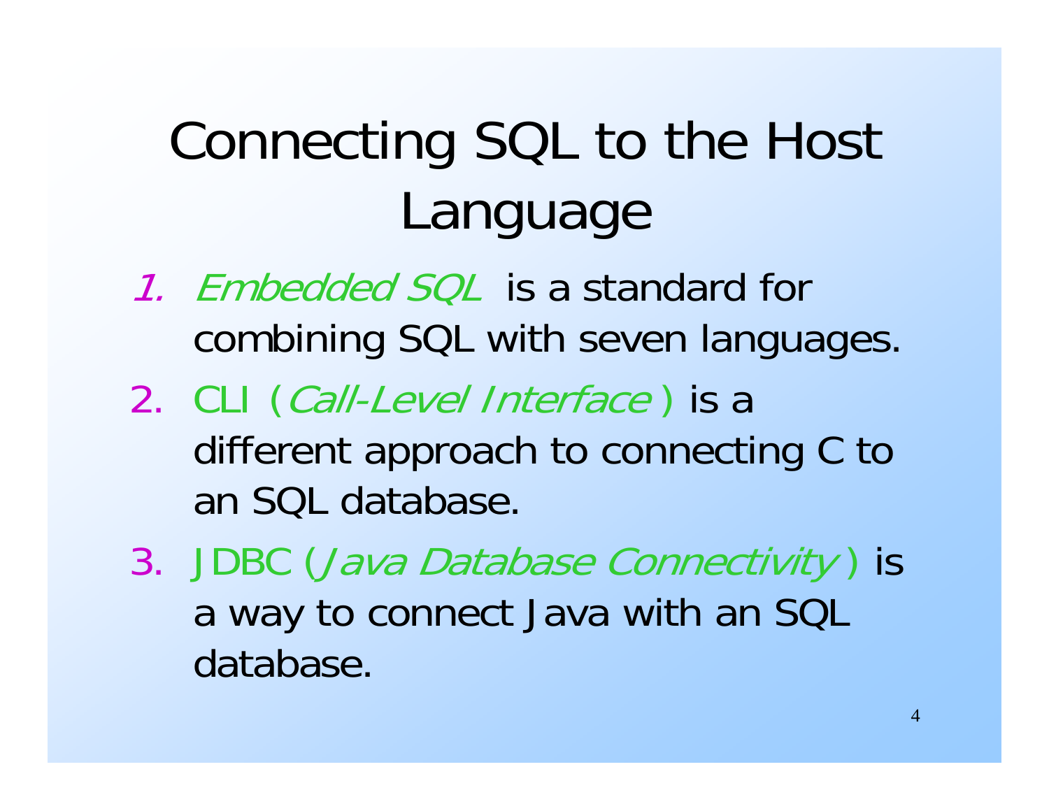# Connecting SQL to the Host Language

1. *Embedded SQL* is a standard for combining SQL with seven languages.
2. CLI (*Call-Level Interface*) is a different approach to connecting C to an SQL database.
3. JDBC (*Java Database Connectivity*) is a way to connect Java with an SQL database.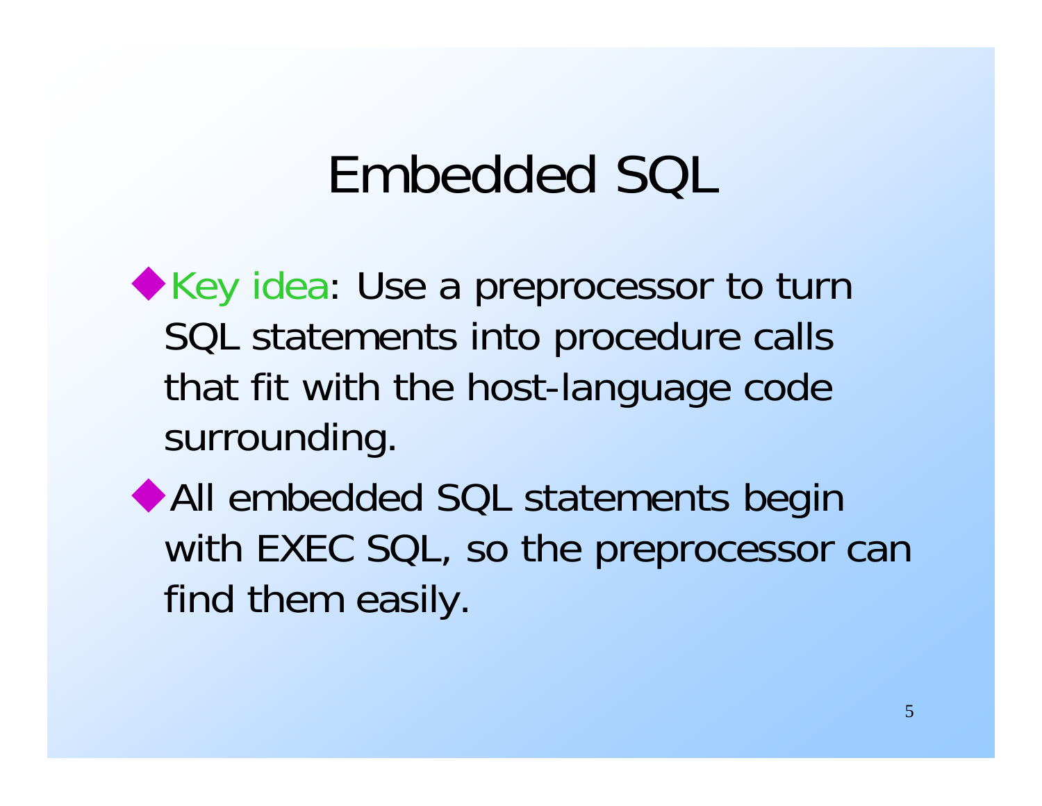# Embedded SQL

- Key idea: Use a preprocessor to turn SQL statements into procedure calls that fit with the host-language code surrounding.
- All embedded SQL statements begin with EXEC SQL, so the preprocessor can find them easily.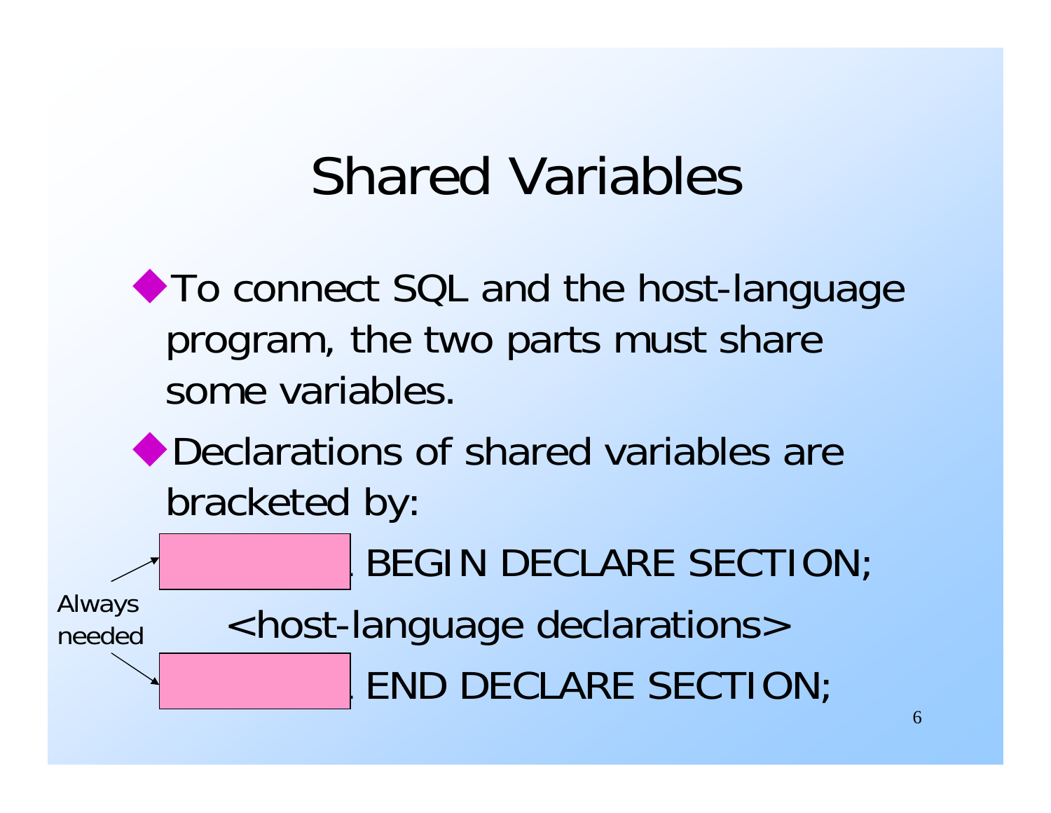# Shared Variables

- To connect SQL and the host-language program, the two parts must share some variables.
- Declarations of shared variables are bracketed by:

```
        . BEGIN DECLARE SECTION;
    <host-language declarations>
        . END DECLARE SECTION;
```

Always needed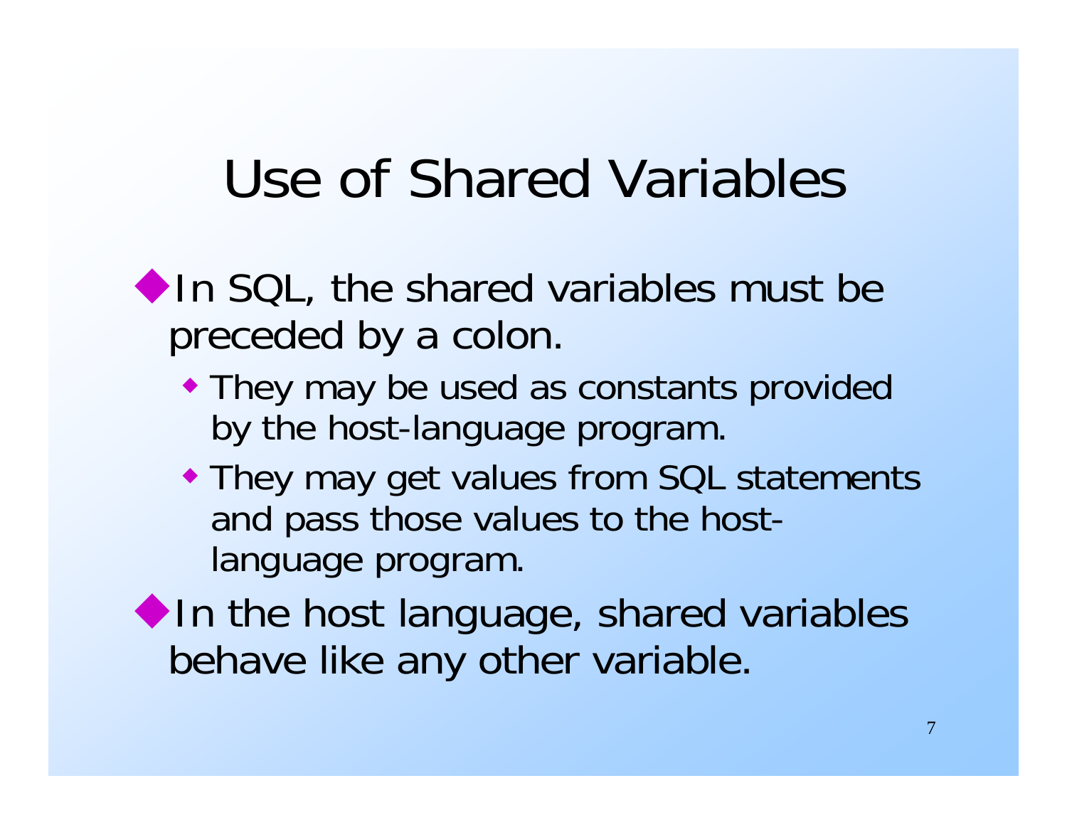# Use of Shared Variables

- In SQL, the shared variables must be preceded by a colon.
  - They may be used as constants provided by the host-language program.
  - They may get values from SQL statements and pass those values to the host-language program.
- In the host language, shared variables behave like any other variable.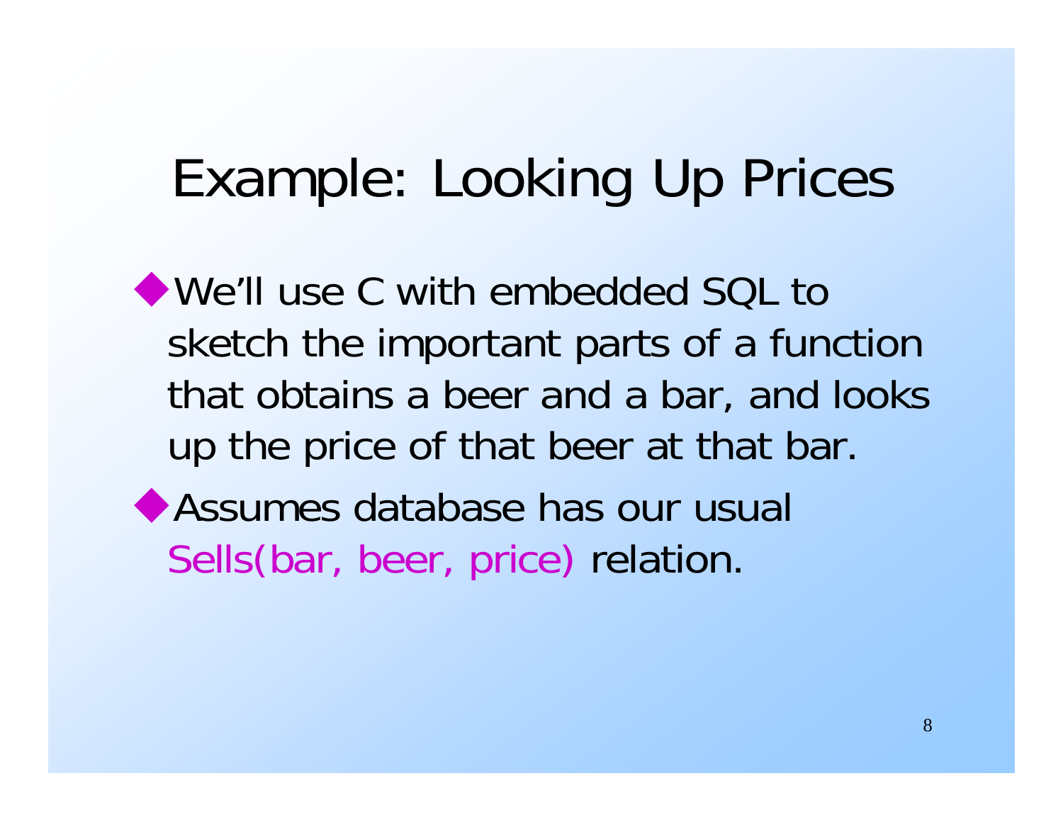# Example: Looking Up Prices

- We'll use C with embedded SQL to sketch the important parts of a function that obtains a beer and a bar, and looks up the price of that beer at that bar.
- Assumes database has our usual Sells(bar, beer, price) relation.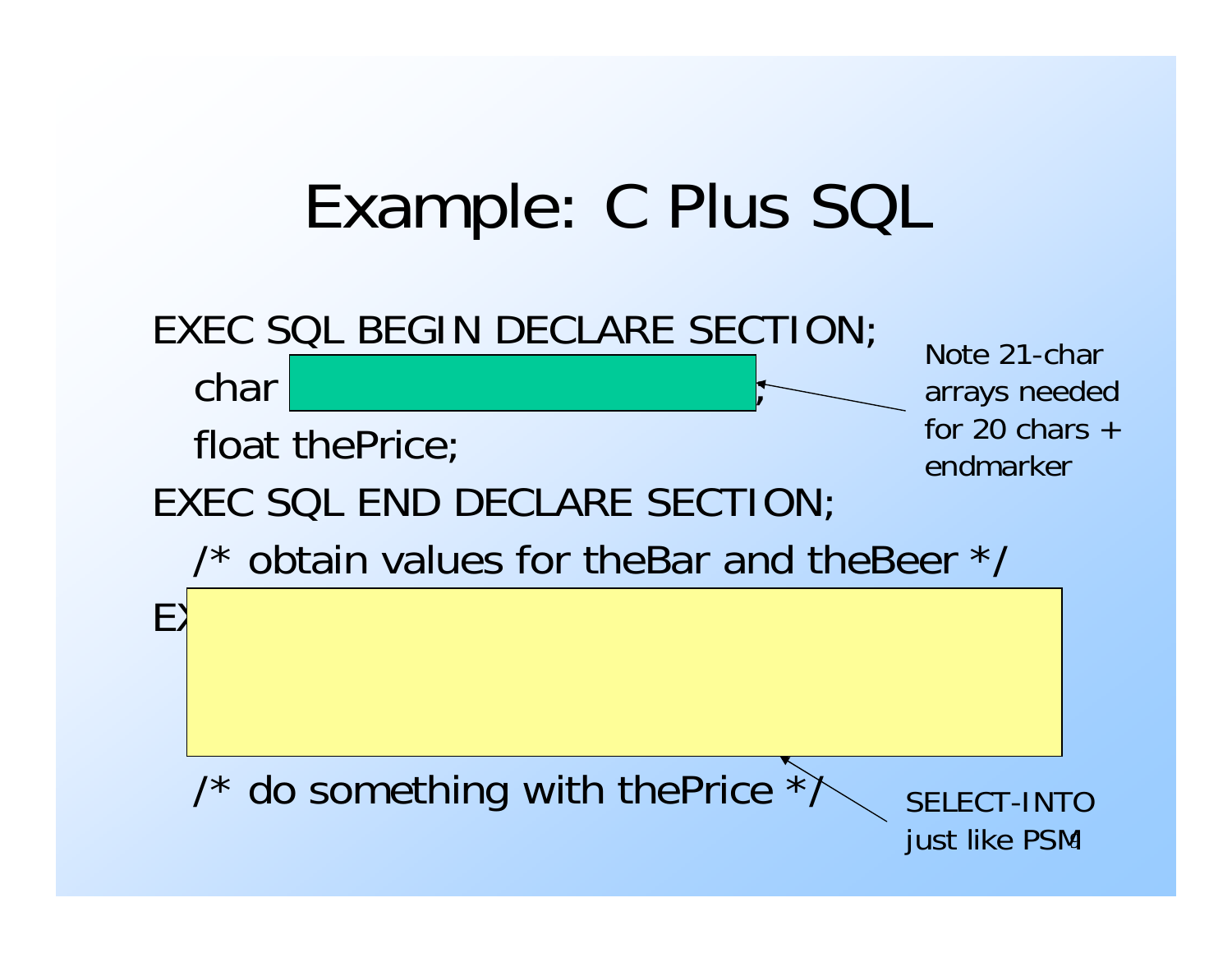# Example: C Plus SQL

```
EXEC SQL BEGIN DECLARE SECTION;
   char                              ;
   float thePrice;
EXEC SQL END DECLARE SECTION;
   /* obtain values for theBar and theBeer */
EX

   /* do something with thePrice */
```

Note 21-char arrays needed for 20 chars + endmarker

SELECT-INTO just like PSM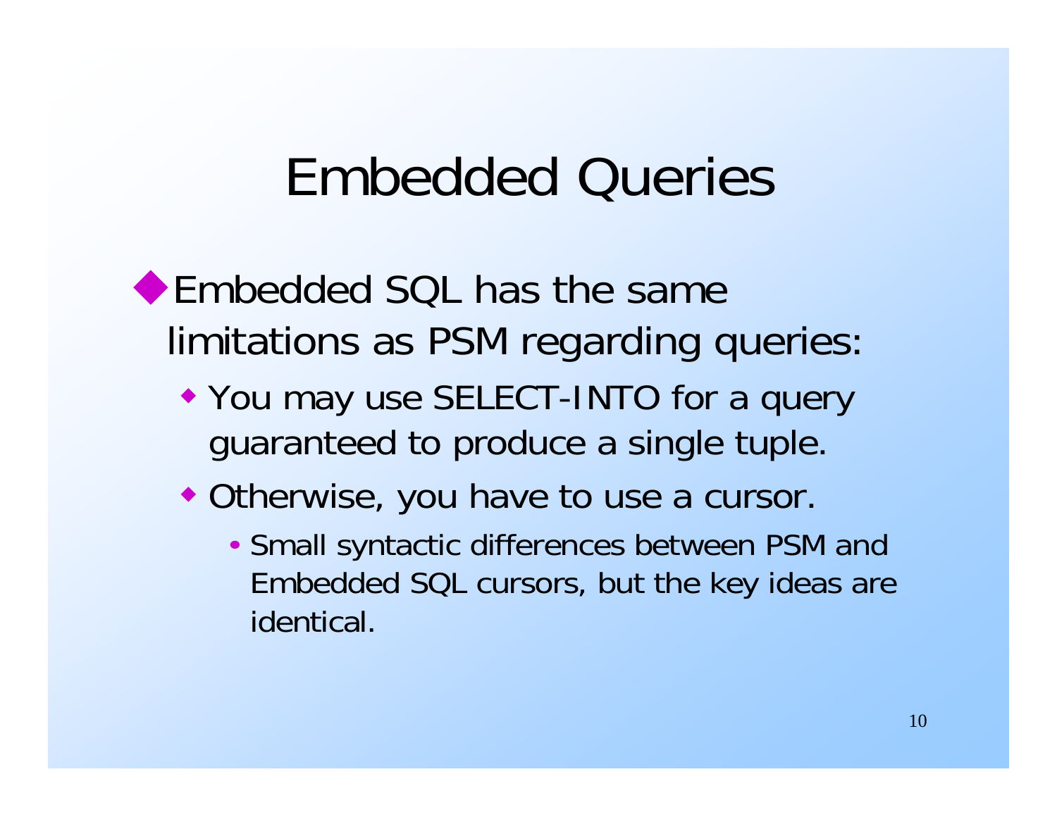# Embedded Queries

- Embedded SQL has the same limitations as PSM regarding queries:
  - You may use SELECT-INTO for a query guaranteed to produce a single tuple.
  - Otherwise, you have to use a cursor.
    - Small syntactic differences between PSM and Embedded SQL cursors, but the key ideas are identical.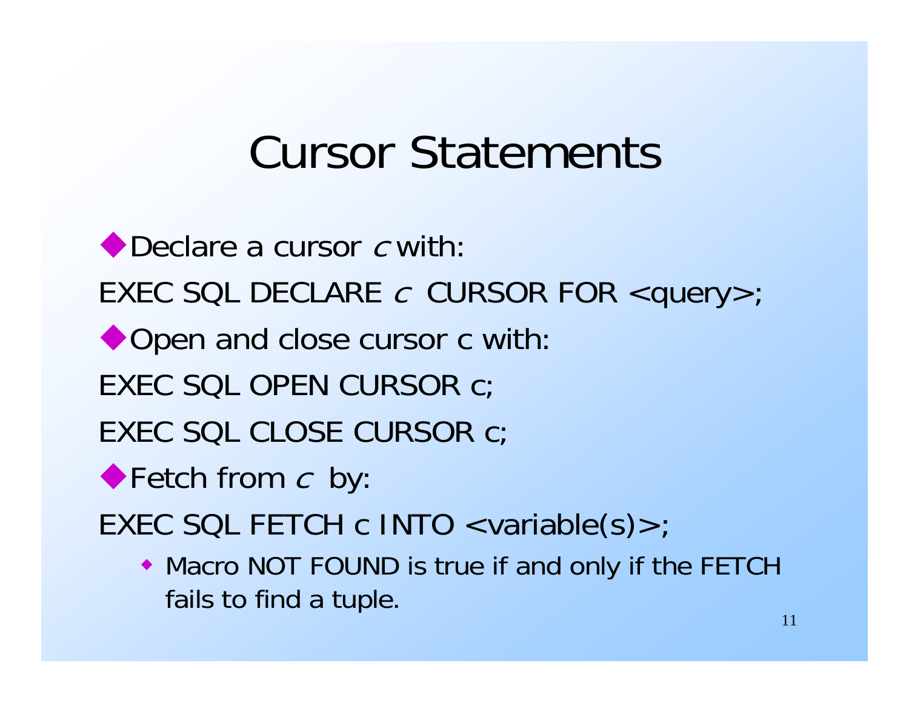# Cursor Statements

- Declare a cursor *c* with:

```
EXEC SQL DECLARE c CURSOR FOR <query>;
```

- Open and close cursor c with:

```
EXEC SQL OPEN CURSOR c;
EXEC SQL CLOSE CURSOR c;
```

- Fetch from *c* by:

```
EXEC SQL FETCH c INTO <variable(s)>;
```

  - Macro NOT FOUND is true if and only if the FETCH fails to find a tuple.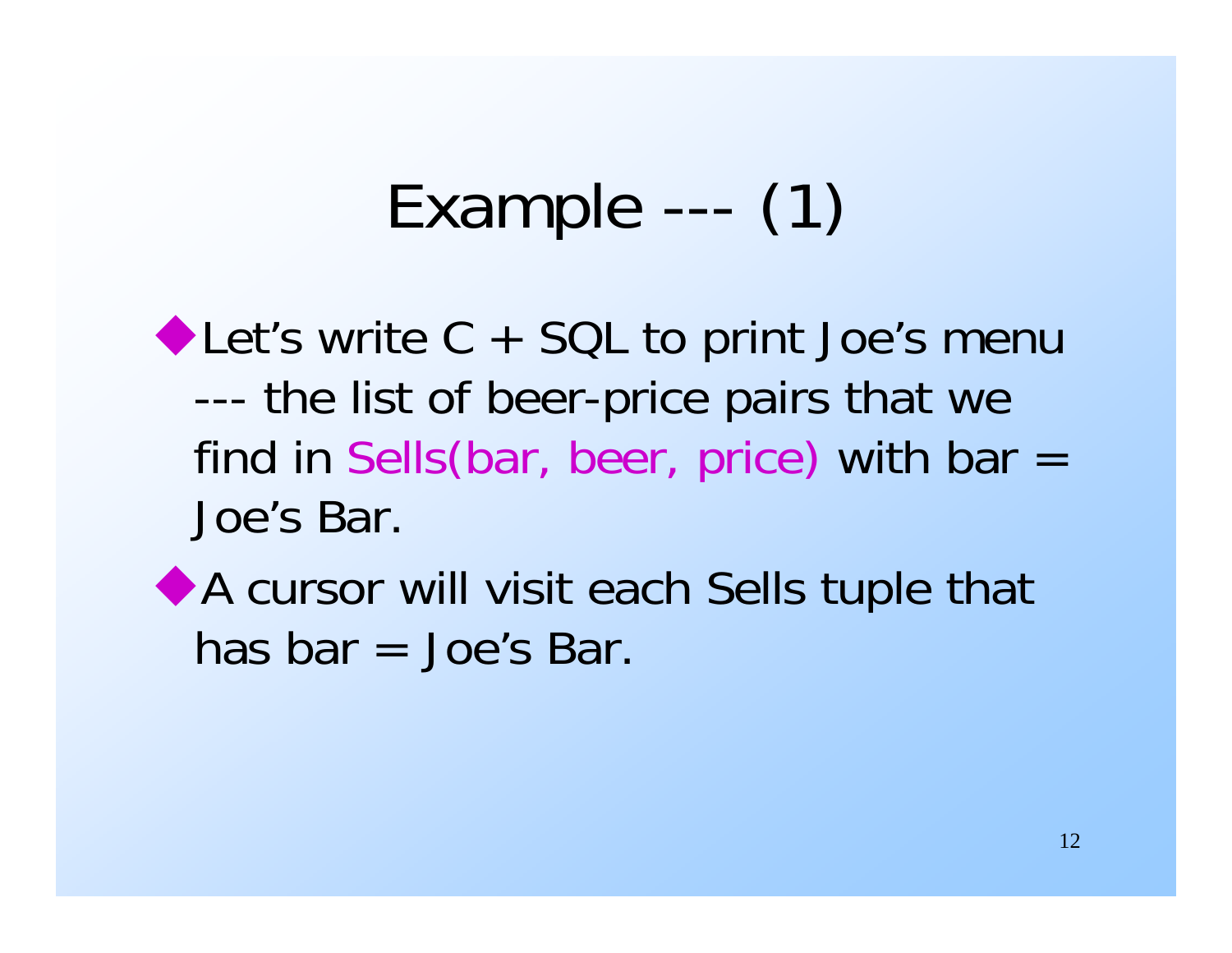# Example --- (1)

- Let's write C + SQL to print Joe's menu --- the list of beer-price pairs that we find in Sells(bar, beer, price) with bar = Joe's Bar.
- A cursor will visit each Sells tuple that has bar = Joe's Bar.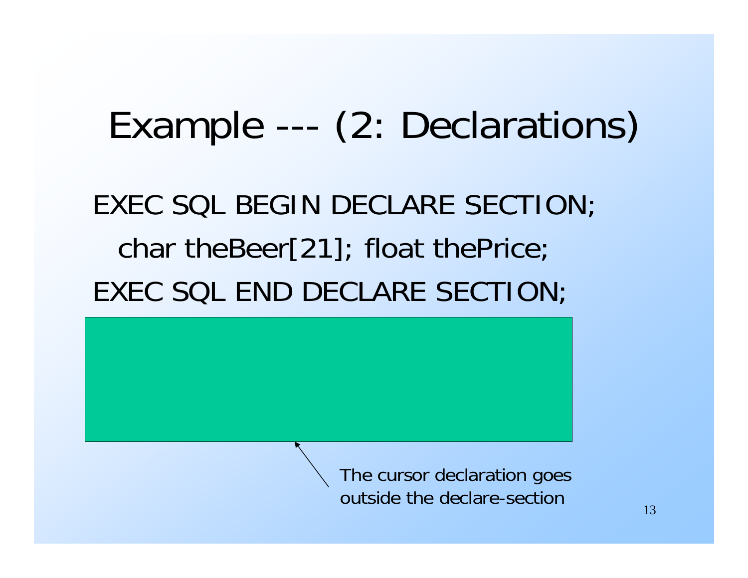# Example --- (2: Declarations)

```
EXEC SQL BEGIN DECLARE SECTION;
  char theBeer[21]; float thePrice;
EXEC SQL END DECLARE SECTION;
```

The cursor declaration goes outside the declare-section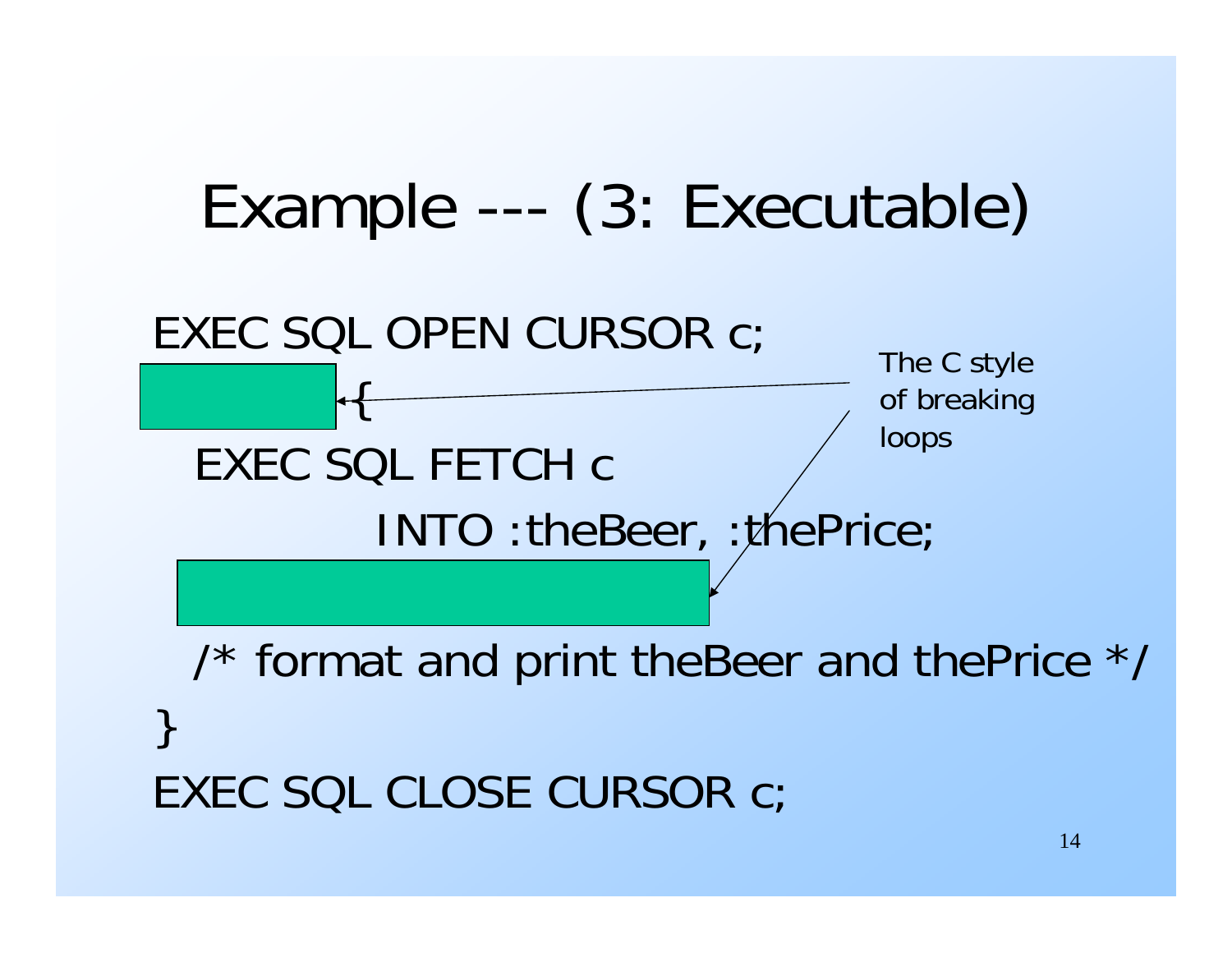# Example --- (3: Executable)

```
EXEC SQL OPEN CURSOR c;
            {
  EXEC SQL FETCH c
            INTO :theBeer, :thePrice;

  /* format and print theBeer and thePrice */
}
EXEC SQL CLOSE CURSOR c;
```

The C style of breaking loops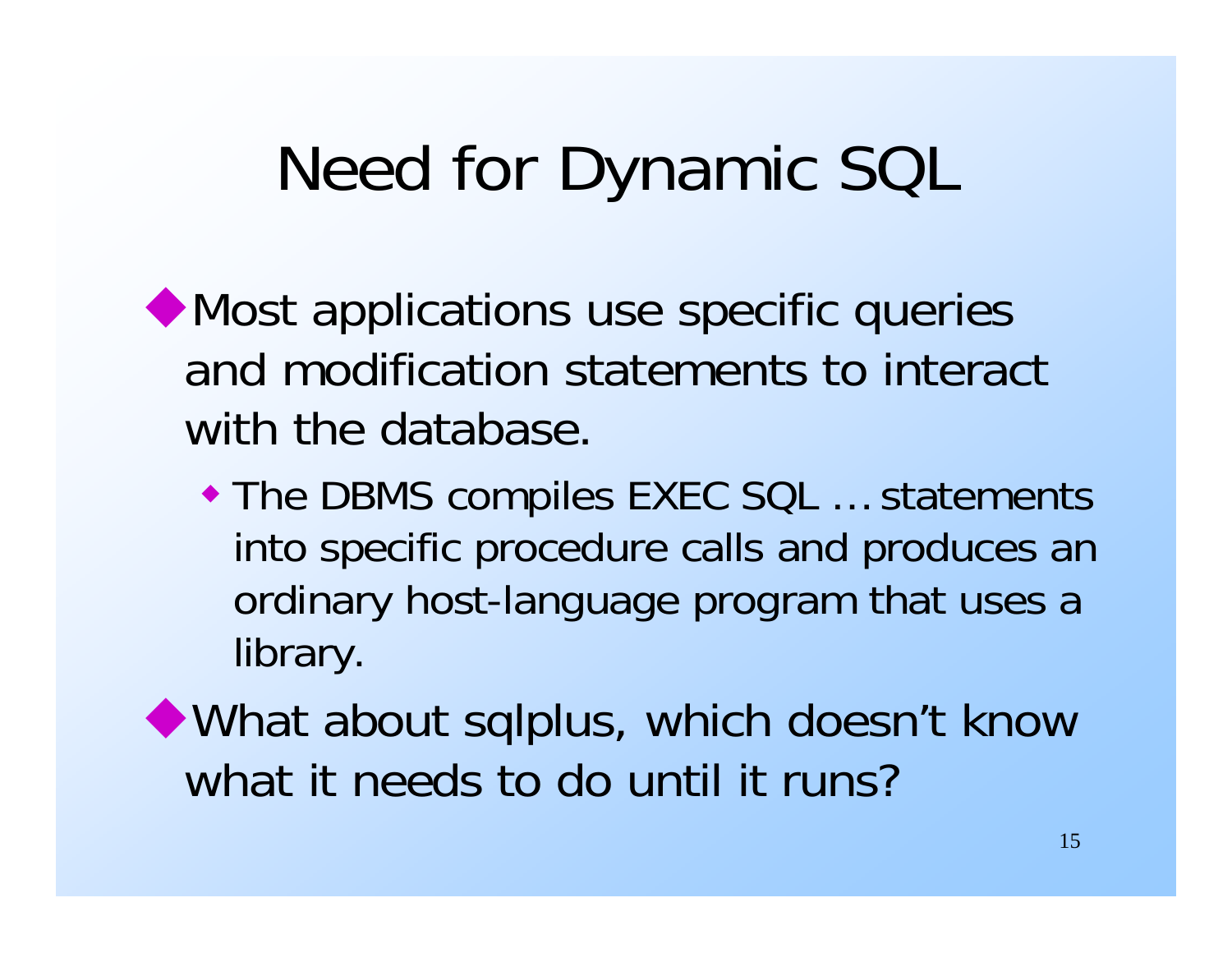# Need for Dynamic SQL

- Most applications use specific queries and modification statements to interact with the database.
  - The DBMS compiles EXEC SQL … statements into specific procedure calls and produces an ordinary host-language program that uses a library.
- What about sqlplus, which doesn't know what it needs to do until it runs?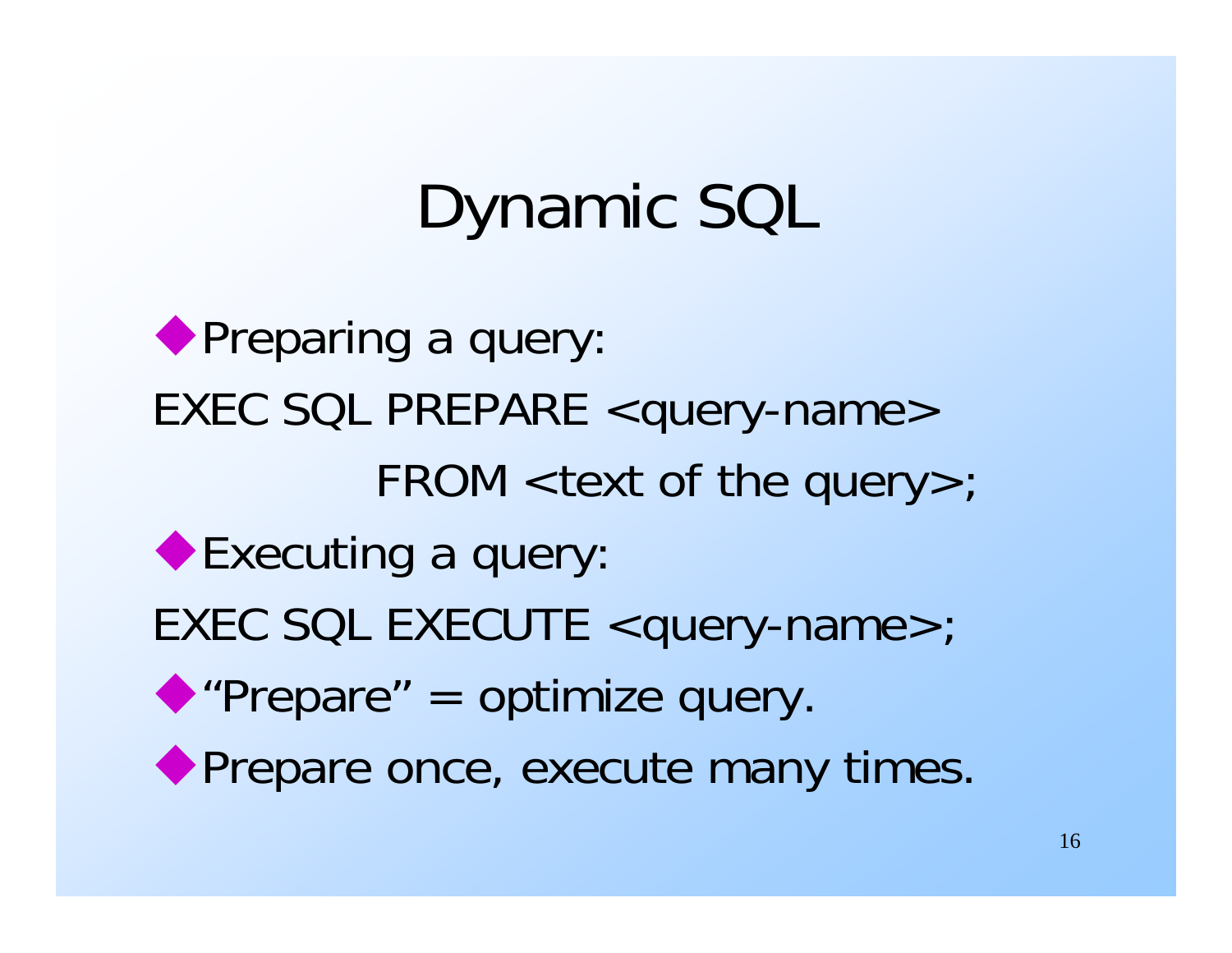# Dynamic SQL

- Preparing a query:

```
EXEC SQL PREPARE <query-name>
         FROM <text of the query>;
```

- Executing a query:

```
EXEC SQL EXECUTE <query-name>;
```

- "Prepare" = optimize query.
- Prepare once, execute many times.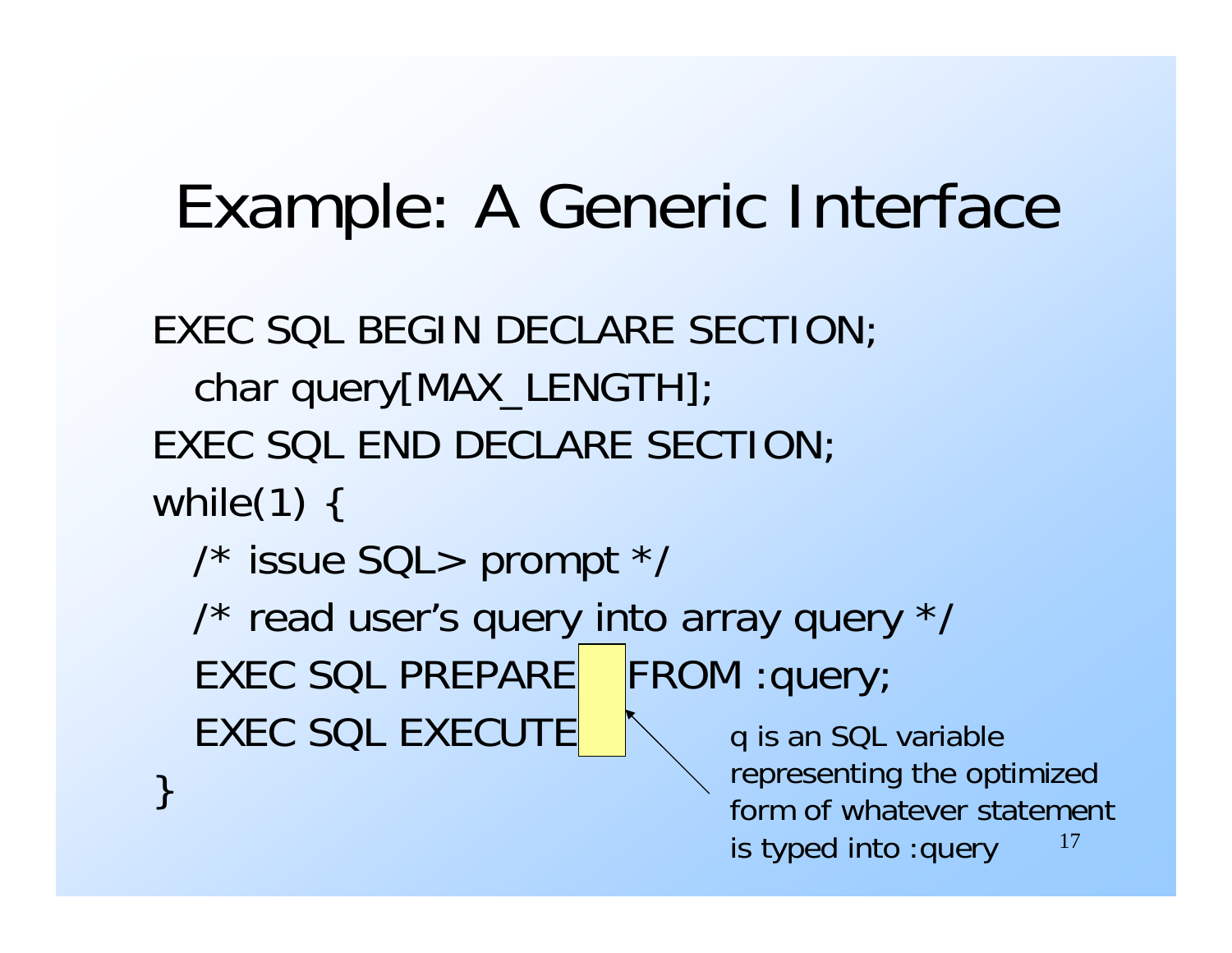# Example: A Generic Interface

```
EXEC SQL BEGIN DECLARE SECTION;
  char query[MAX_LENGTH];
EXEC SQL END DECLARE SECTION;
while(1) {
  /* issue SQL> prompt */
  /* read user's query into array query */
  EXEC SQL PREPARE q FROM :query;
  EXEC SQL EXECUTE q;
}
```

q is an SQL variable representing the optimized form of whatever statement is typed into :query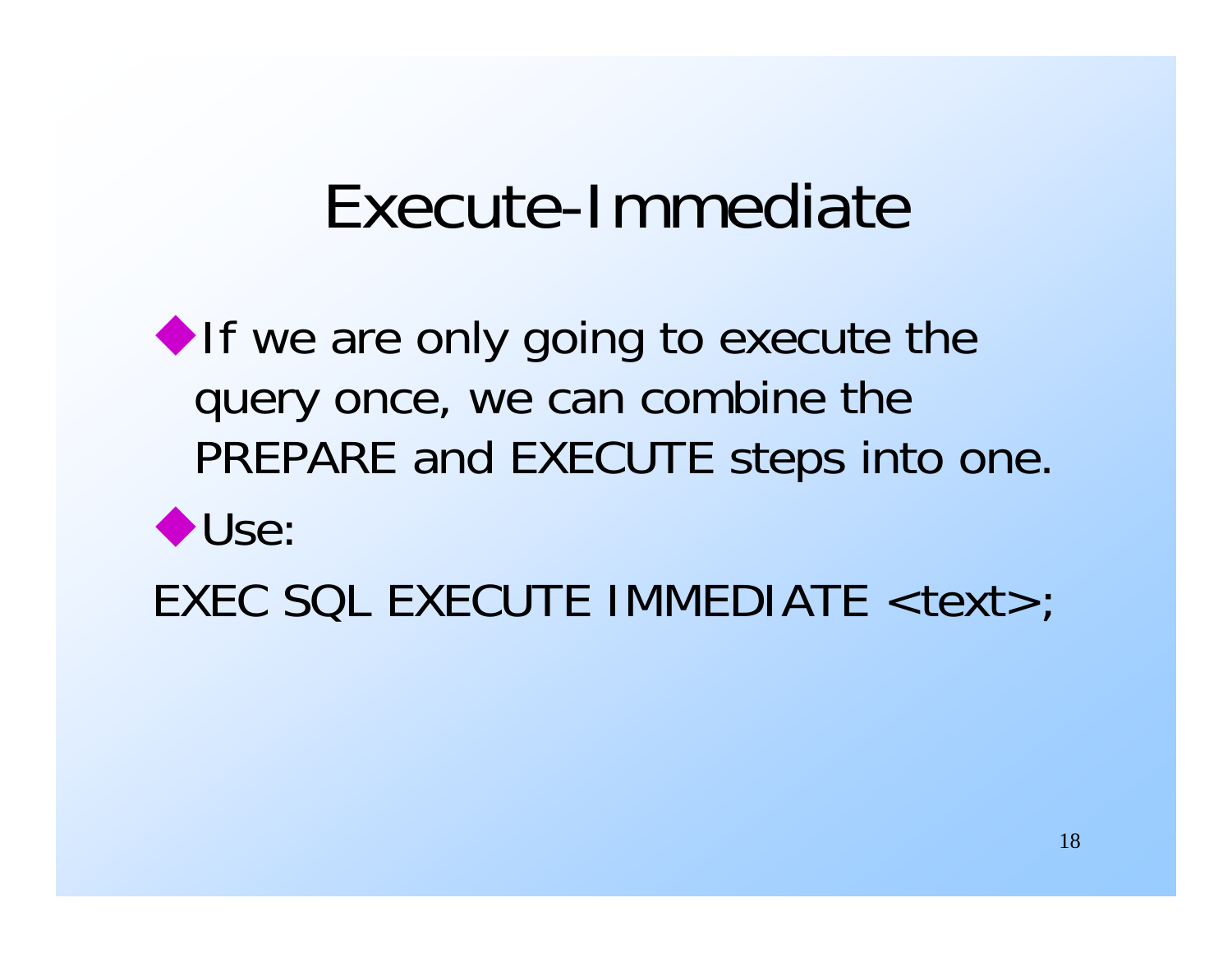# Execute-Immediate

- If we are only going to execute the query once, we can combine the PREPARE and EXECUTE steps into one.
- Use:

```
EXEC SQL EXECUTE IMMEDIATE <text>;
```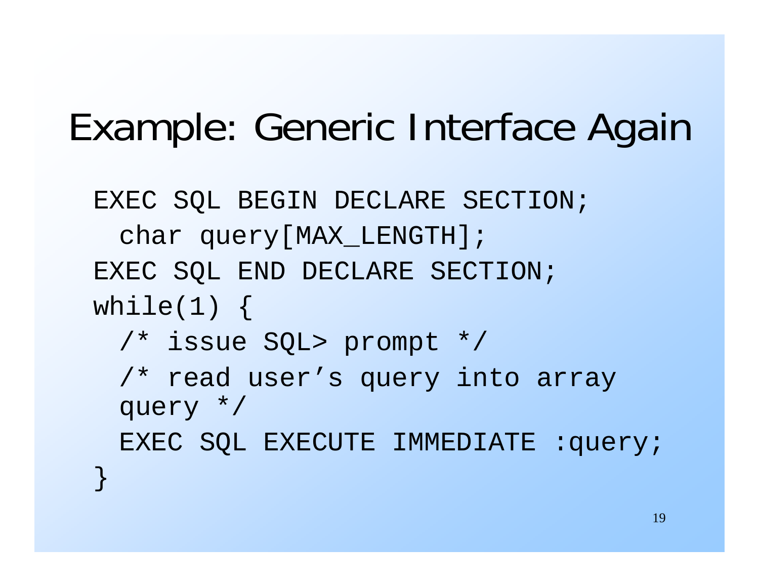# Example: Generic Interface Again

```
EXEC SQL BEGIN DECLARE SECTION;
  char query[MAX_LENGTH];
EXEC SQL END DECLARE SECTION;
while(1) {
  /* issue SQL> prompt */
  /* read user’s query into array
  query */
  EXEC SQL EXECUTE IMMEDIATE :query;
}
```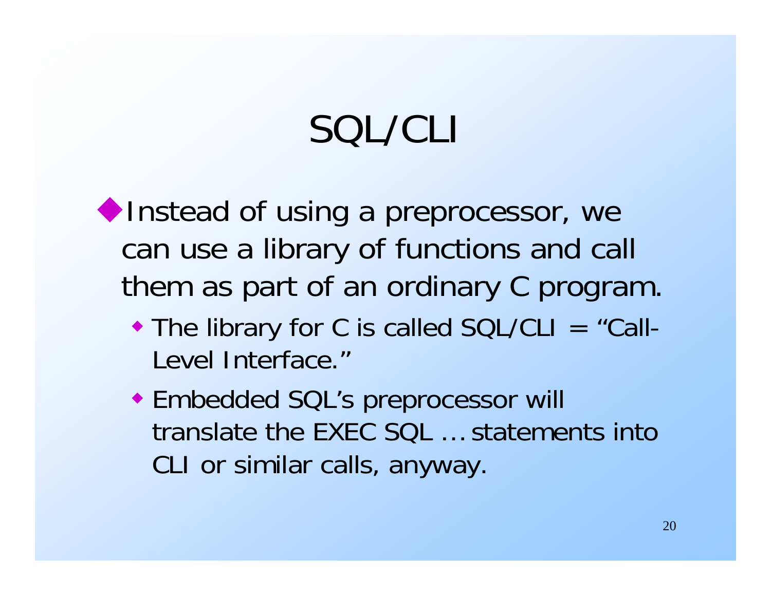# SQL/CLI

- Instead of using a preprocessor, we can use a library of functions and call them as part of an ordinary C program.
  - The library for C is called SQL/CLI = "Call-Level Interface."
  - Embedded SQL's preprocessor will translate the EXEC SQL … statements into CLI or similar calls, anyway.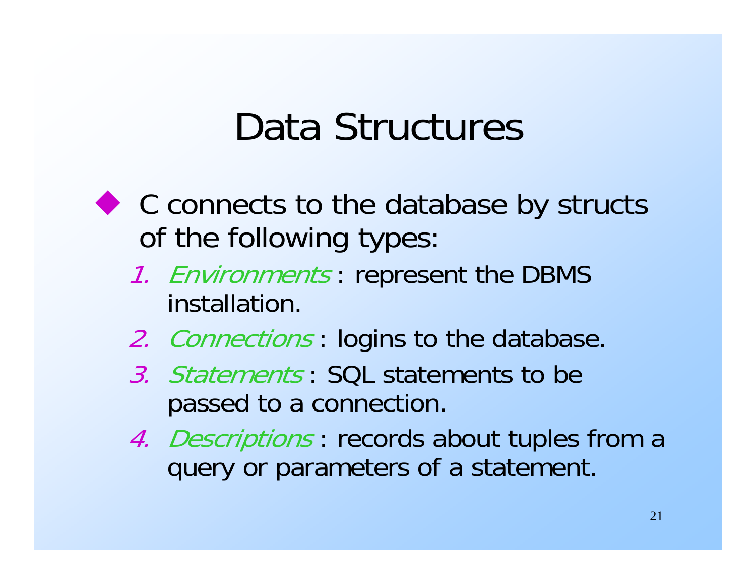# Data Structures

- C connects to the database by structs of the following types:
  1. *Environments* : represent the DBMS installation.
  2. *Connections* : logins to the database.
  3. *Statements* : SQL statements to be passed to a connection.
  4. *Descriptions* : records about tuples from a query or parameters of a statement.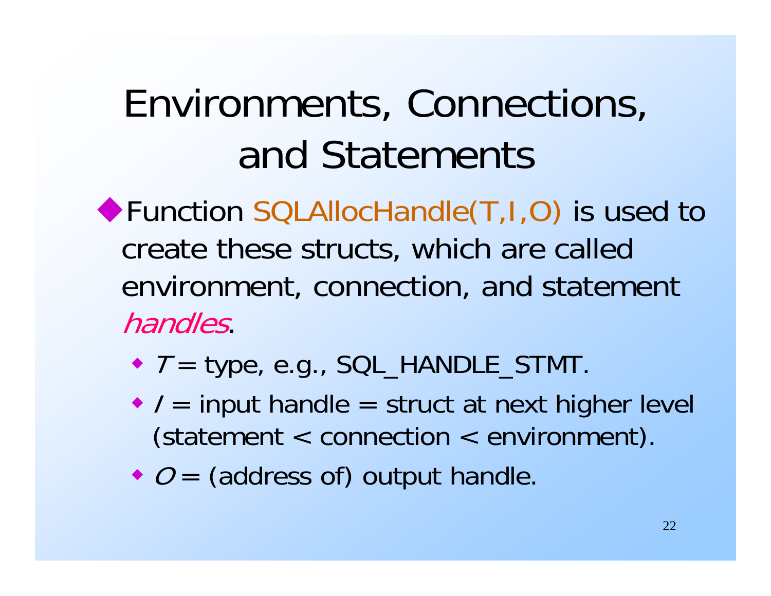# Environments, Connections, and Statements

- Function SQLAllocHandle(T,I,O) is used to create these structs, which are called environment, connection, and statement *handles*.
  - *T* = type, e.g., SQL_HANDLE_STMT.
  - *I* = input handle = struct at next higher level (statement < connection < environment).
  - *O* = (address of) output handle.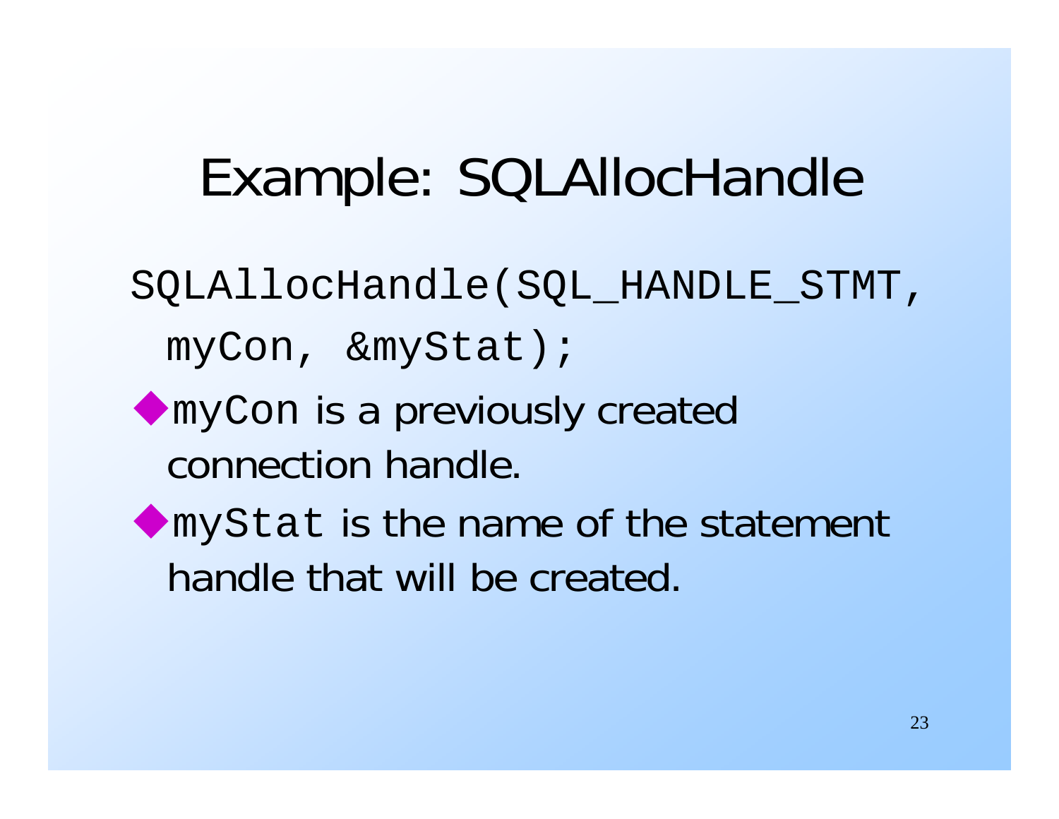# Example: SQLAllocHandle

```
SQLAllocHandle(SQL_HANDLE_STMT,
  myCon, &myStat);
```

- `myCon` is a previously created connection handle.
- `myStat` is the name of the statement handle that will be created.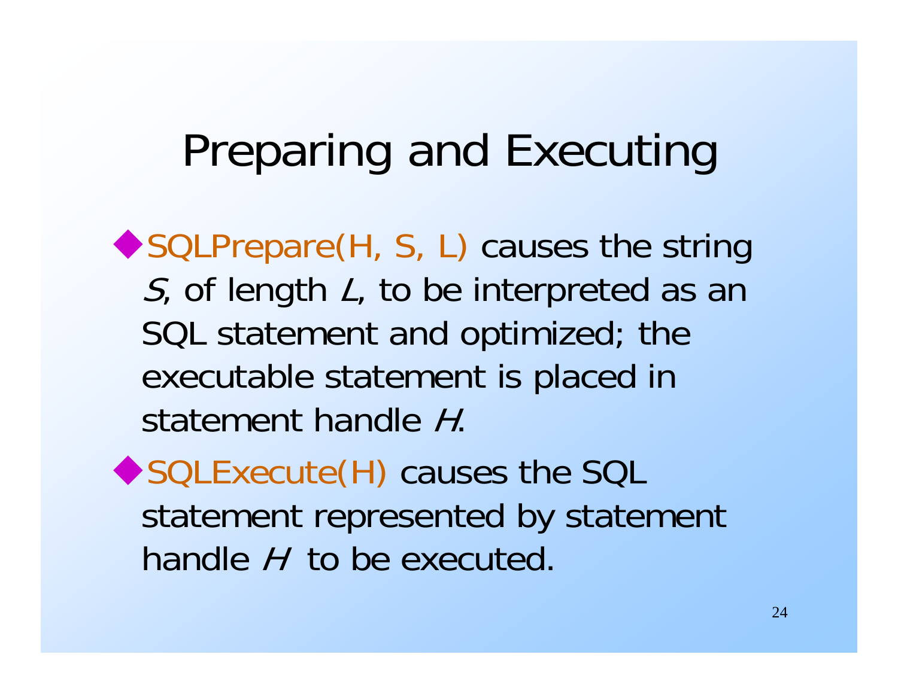# Preparing and Executing

- SQLPrepare(H, S, L) causes the string *S*, of length *L*, to be interpreted as an SQL statement and optimized; the executable statement is placed in statement handle *H*.
- SQLExecute(H) causes the SQL statement represented by statement handle *H* to be executed.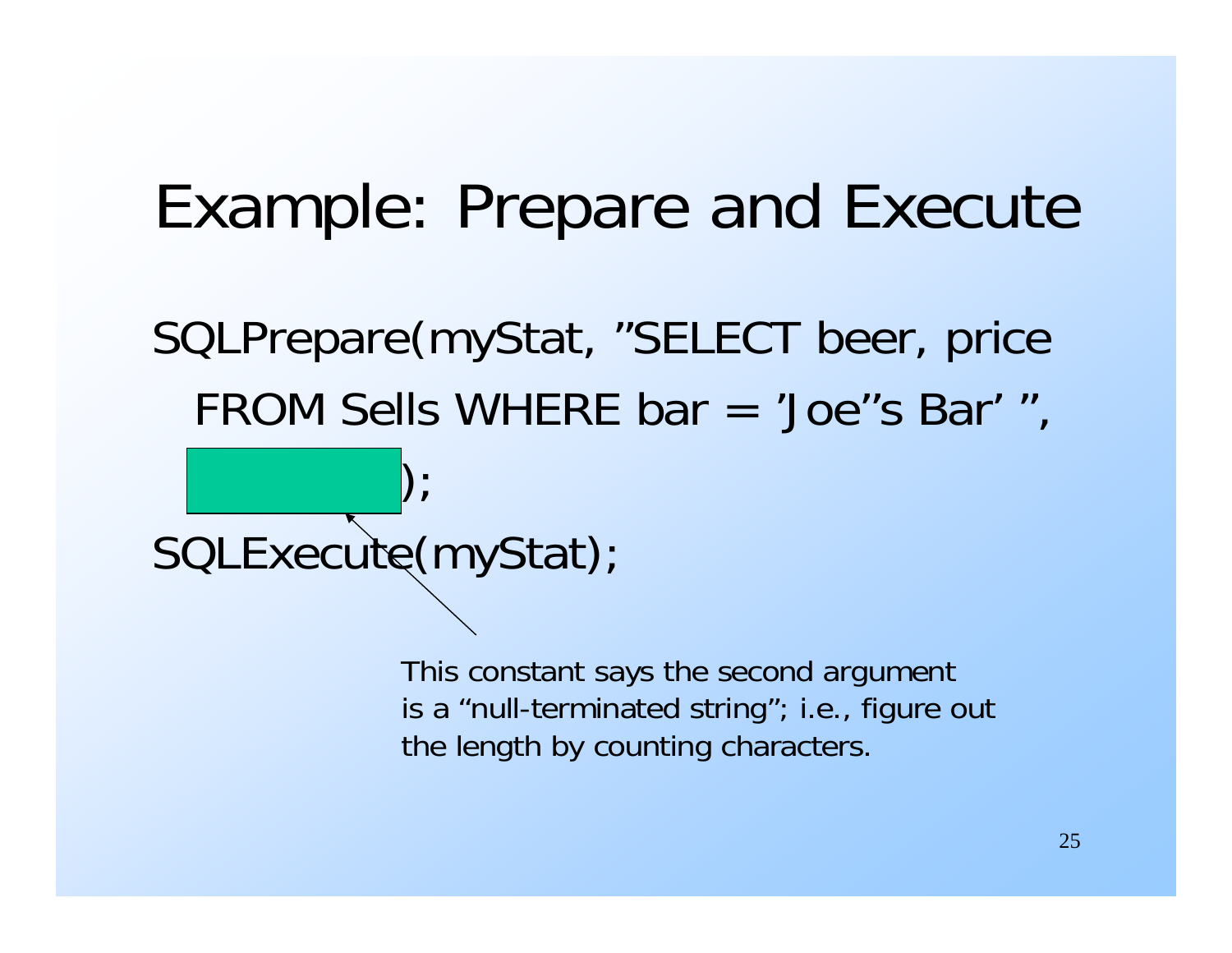# Example: Prepare and Execute

```
SQLPrepare(myStat, ”SELECT beer, price
  FROM Sells WHERE bar = ’Joe’’s Bar’ ”,
  SQL_NTS);
SQLExecute(myStat);
```

This constant says the second argument is a “null-terminated string”; i.e., figure out the length by counting characters.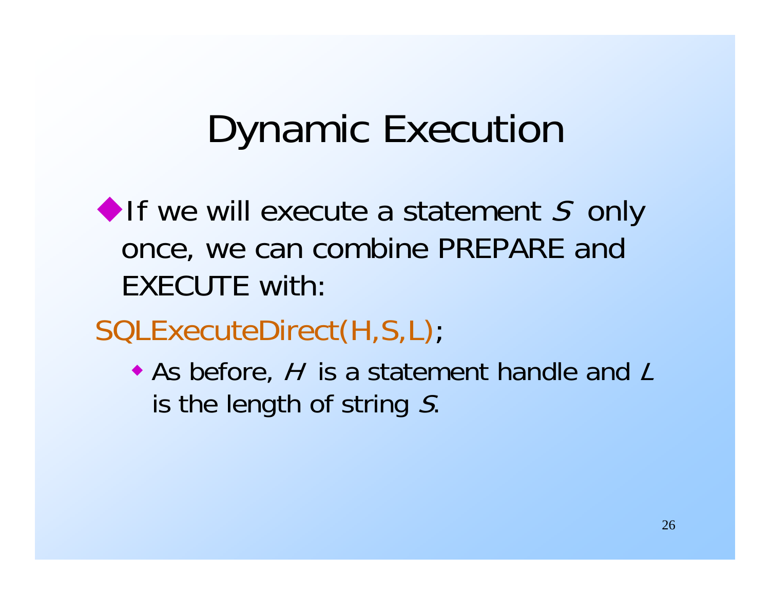# Dynamic Execution

- If we will execute a statement *S* only once, we can combine PREPARE and EXECUTE with:

```
SQLExecuteDirect(H,S,L);
```

  - As before, *H* is a statement handle and *L* is the length of string *S*.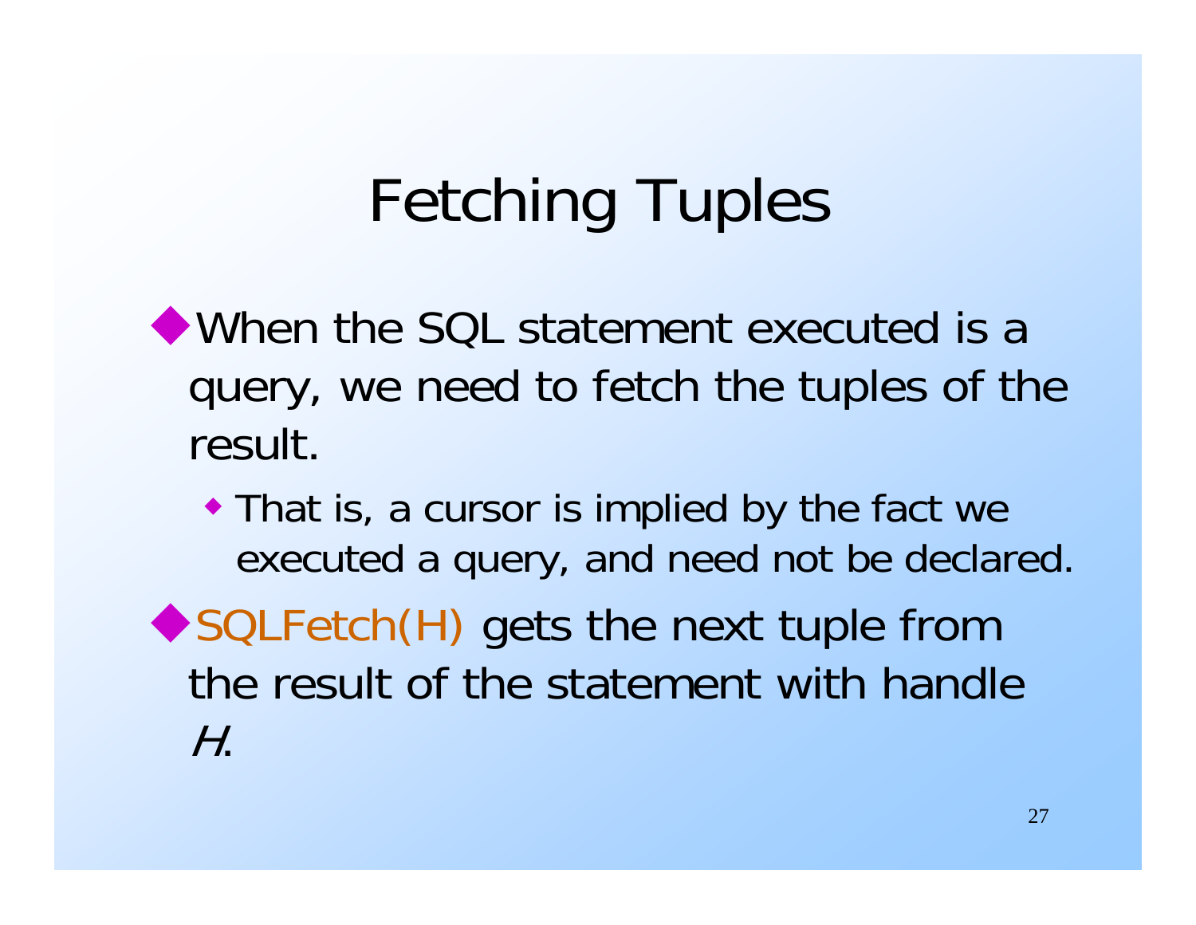# Fetching Tuples

- When the SQL statement executed is a query, we need to fetch the tuples of the result.
  - That is, a cursor is implied by the fact we executed a query, and need not be declared.
- SQLFetch(H) gets the next tuple from the result of the statement with handle *H*.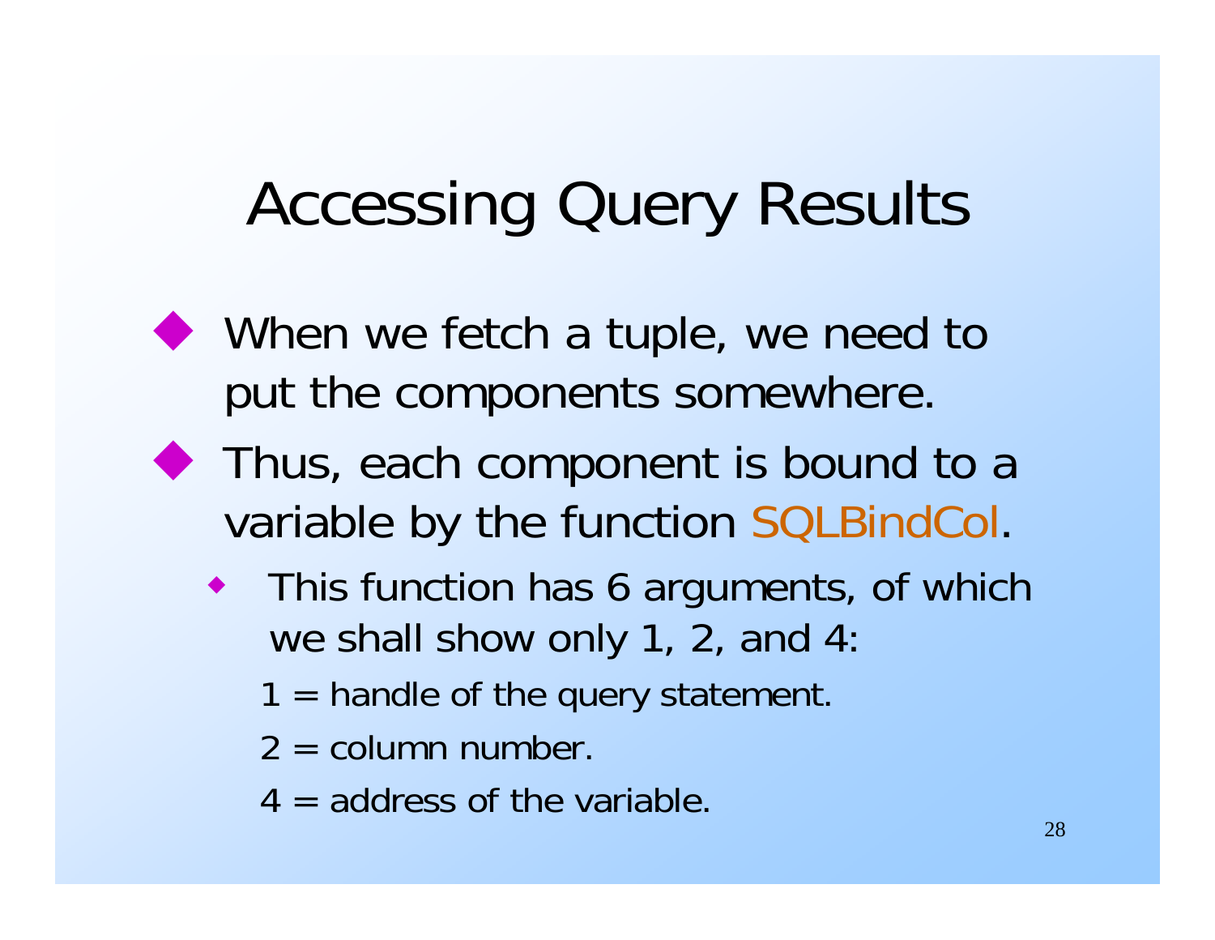# Accessing Query Results

- When we fetch a tuple, we need to put the components somewhere.
- Thus, each component is bound to a variable by the function SQLBindCol.
  - This function has 6 arguments, of which we shall show only 1, 2, and 4:

    1 = handle of the query statement.

    2 = column number.

    4 = address of the variable.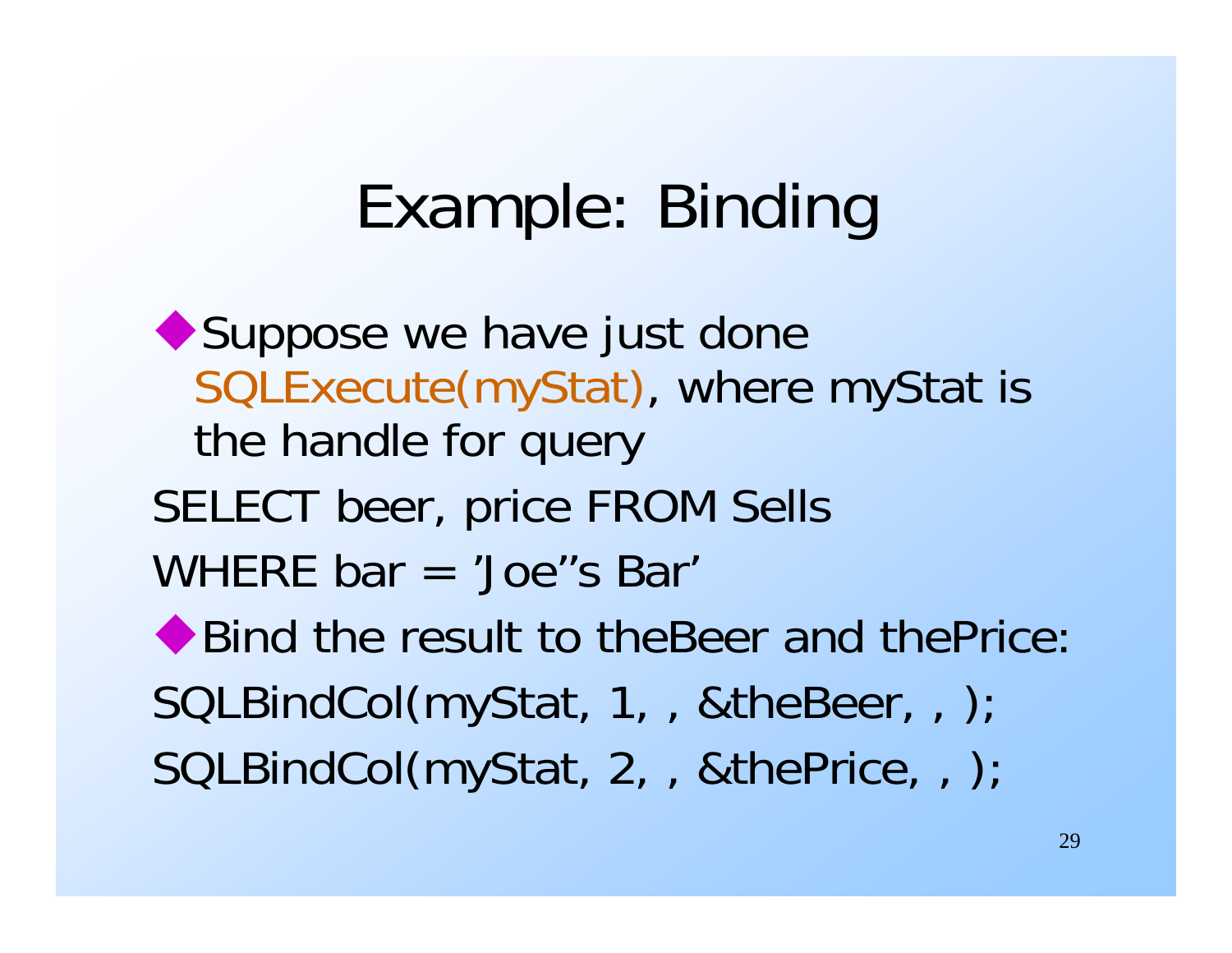# Example: Binding

- Suppose we have just done SQLExecute(myStat), where myStat is the handle for query

```
SELECT beer, price FROM Sells
WHERE bar = 'Joe''s Bar'
```

- Bind the result to theBeer and thePrice:

```
SQLBindCol(myStat, 1, , &theBeer, , );
SQLBindCol(myStat, 2, , &thePrice, , );
```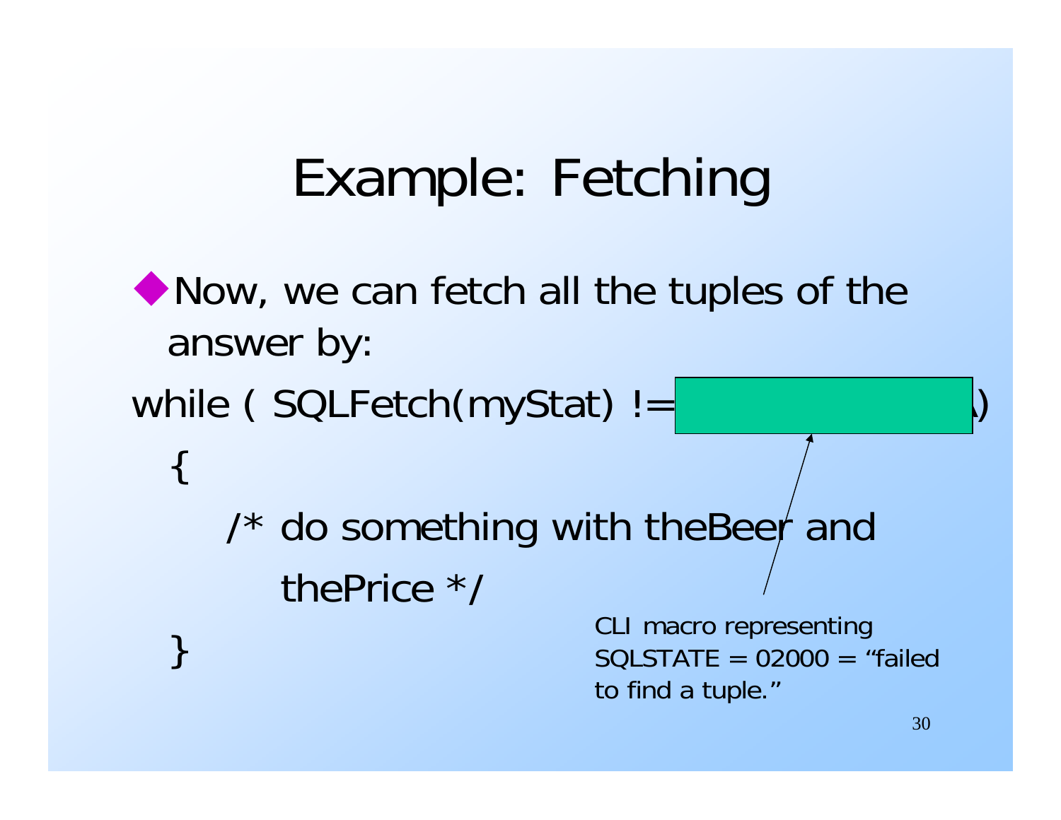# Example: Fetching

- Now, we can fetch all the tuples of the answer by:

```
while ( SQLFetch(myStat) !=                )
  {
    /* do something with theBeer and
       thePrice */
  }
```

CLI macro representing SQLSTATE = 02000 = "failed to find a tuple."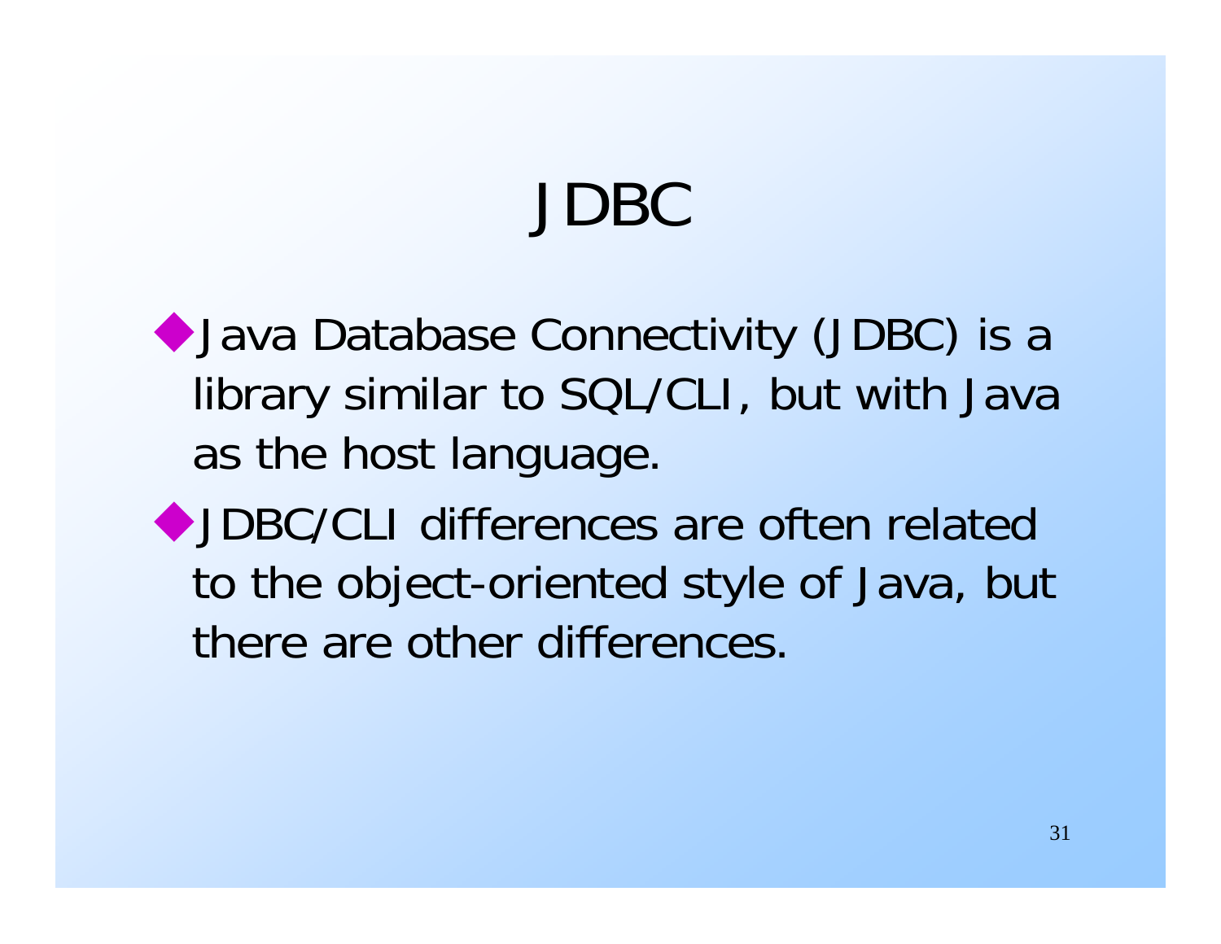# JDBC

- Java Database Connectivity (JDBC) is a library similar to SQL/CLI, but with Java as the host language.
- JDBC/CLI differences are often related to the object-oriented style of Java, but there are other differences.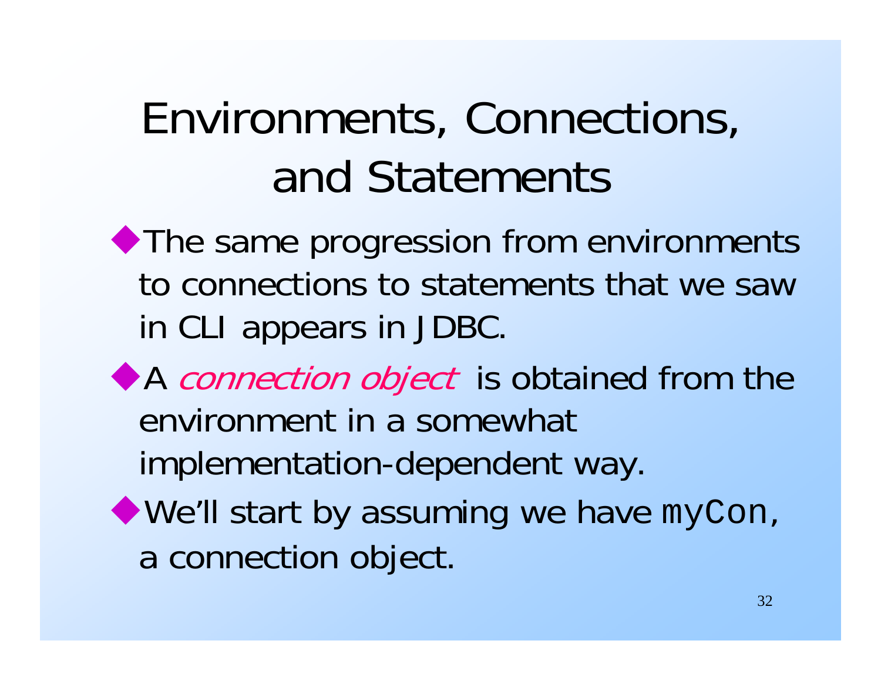# Environments, Connections, and Statements

- The same progression from environments to connections to statements that we saw in CLI appears in JDBC.
- A *connection object* is obtained from the environment in a somewhat implementation-dependent way.
- We'll start by assuming we have `myCon`, a connection object.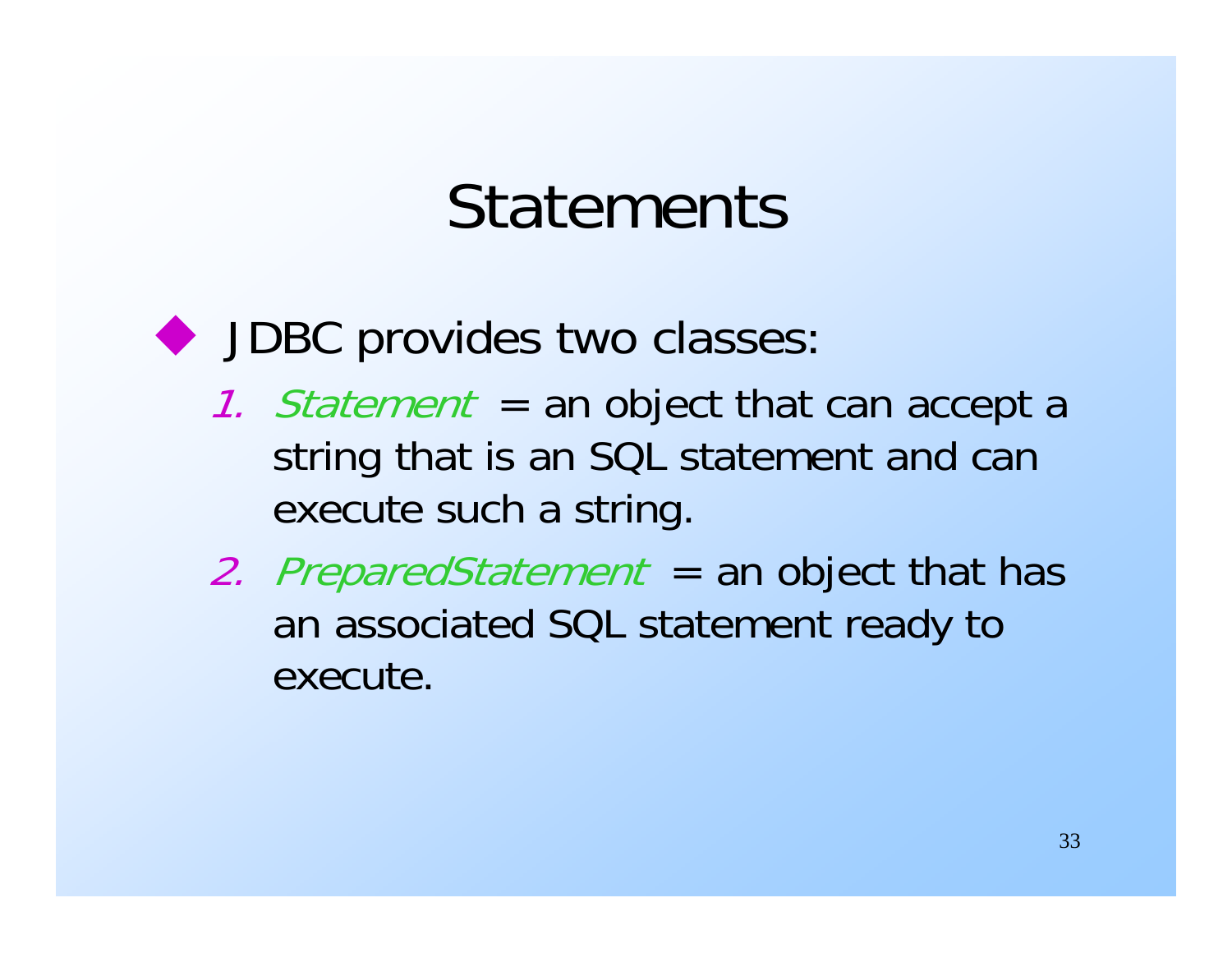# Statements

- JDBC provides two classes:
  1. *Statement* = an object that can accept a string that is an SQL statement and can execute such a string.
  2. *PreparedStatement* = an object that has an associated SQL statement ready to execute.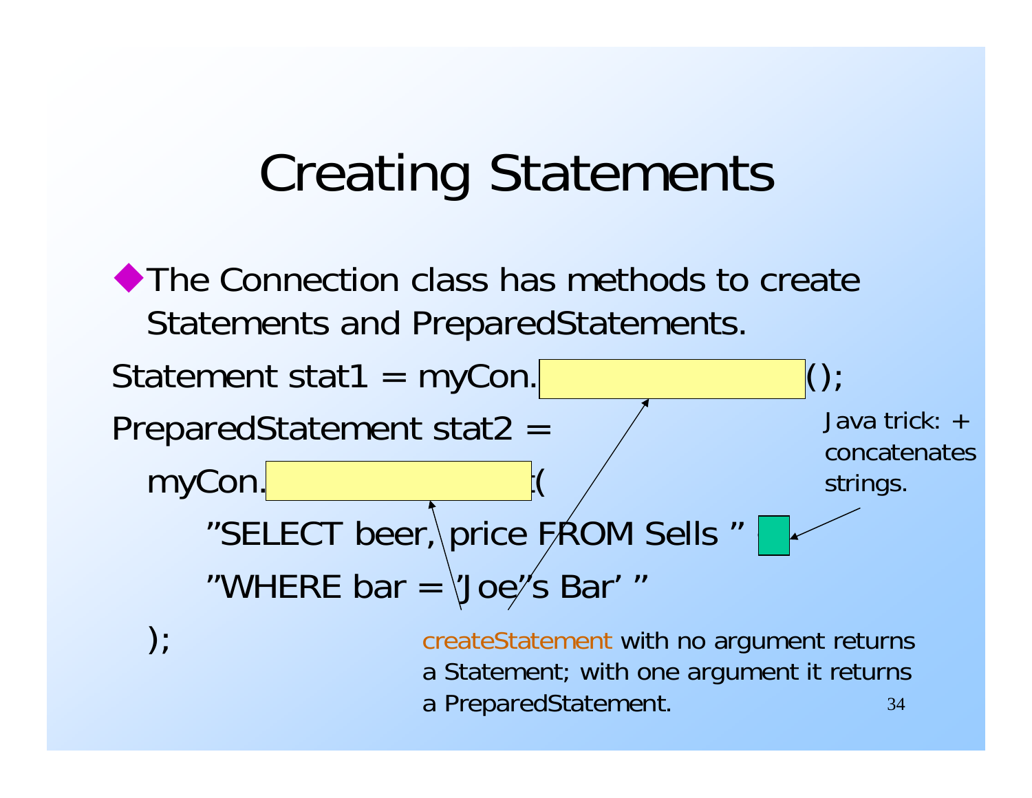# Creating Statements

- The Connection class has methods to create Statements and PreparedStatements.

```
Statement stat1 = myCon.                    ();
PreparedStatement stat2 =
  myCon.                    (
     ”SELECT beer, price FROM Sells ”
     ”WHERE bar = ’Joe’’s Bar’ ”
  );
```

Java trick: + concatenates strings.

createStatement with no argument returns a Statement; with one argument it returns a PreparedStatement.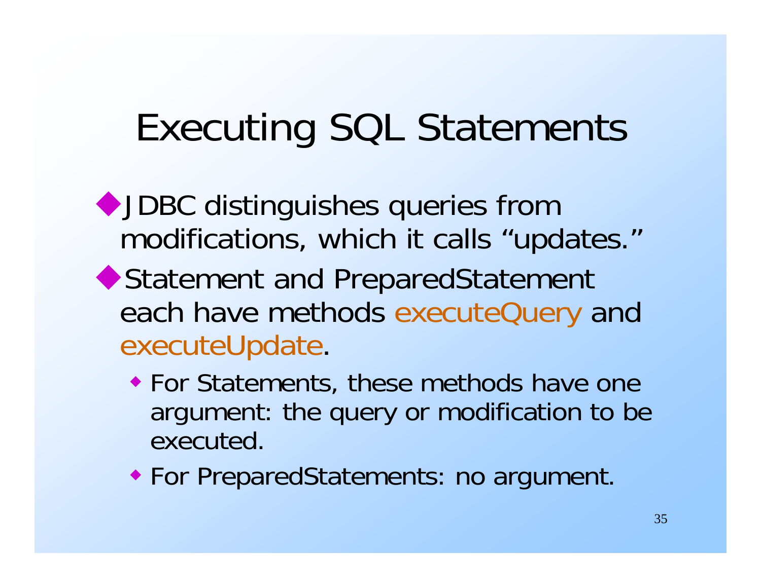# Executing SQL Statements

- JDBC distinguishes queries from modifications, which it calls “updates.”
- Statement and PreparedStatement each have methods executeQuery and executeUpdate.
  - For Statements, these methods have one argument: the query or modification to be executed.
  - For PreparedStatements: no argument.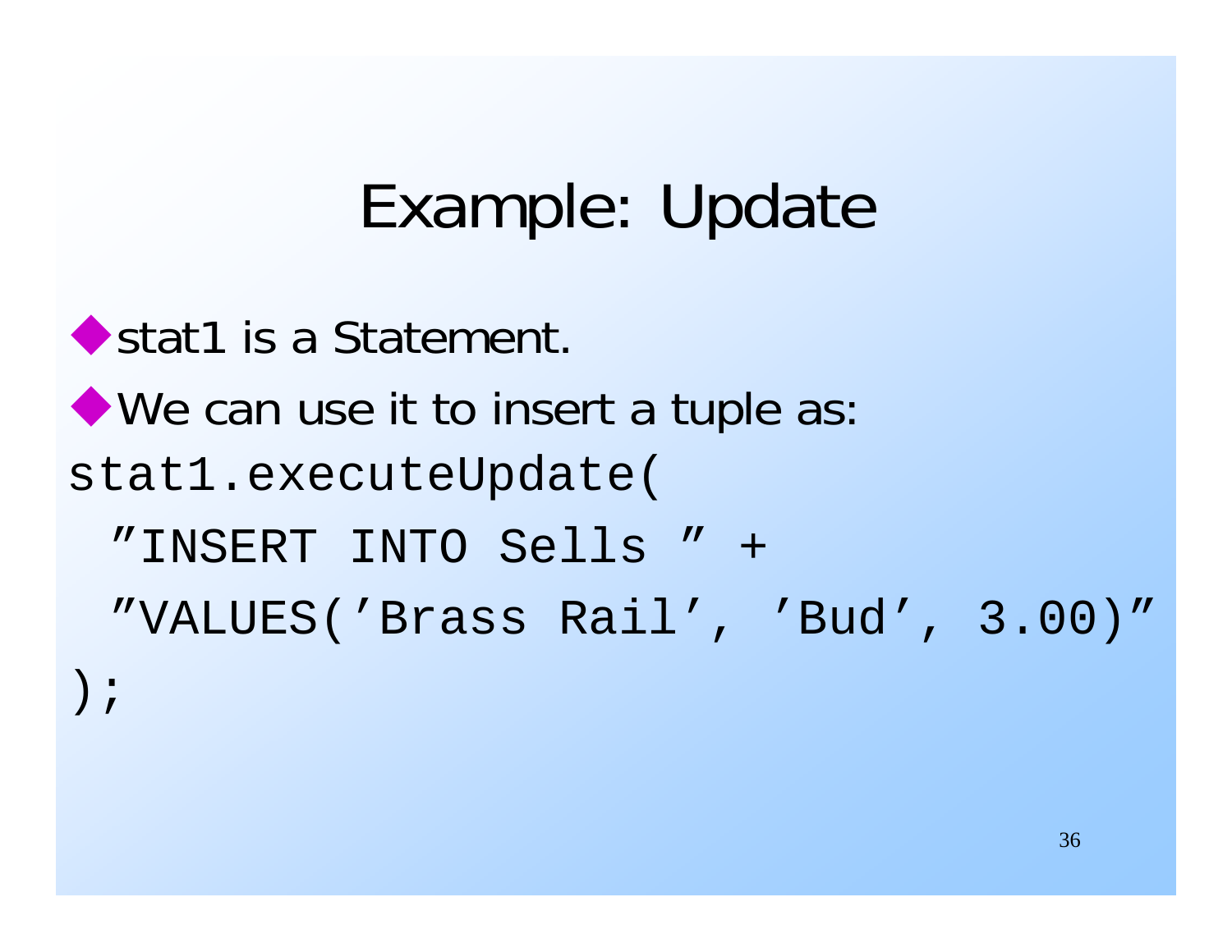# Example: Update

- stat1 is a Statement.
- We can use it to insert a tuple as:

```
stat1.executeUpdate(
  ”INSERT INTO Sells ” +
  ”VALUES(’Brass Rail’, ’Bud’, 3.00)”
);
```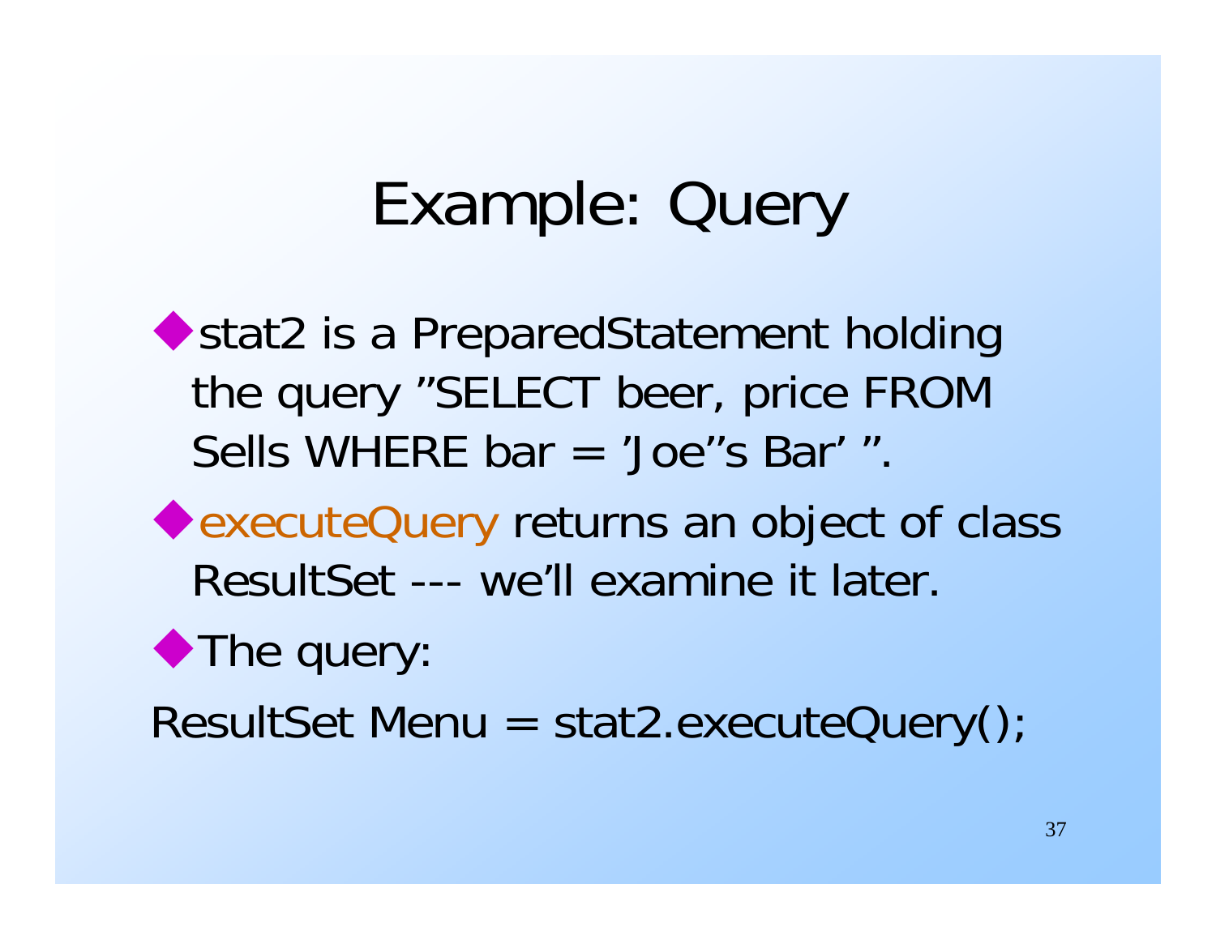# Example: Query

- stat2 is a PreparedStatement holding the query "SELECT beer, price FROM Sells WHERE bar = 'Joe''s Bar' ".
- executeQuery returns an object of class ResultSet --- we'll examine it later.
- The query:

```
ResultSet Menu = stat2.executeQuery();
```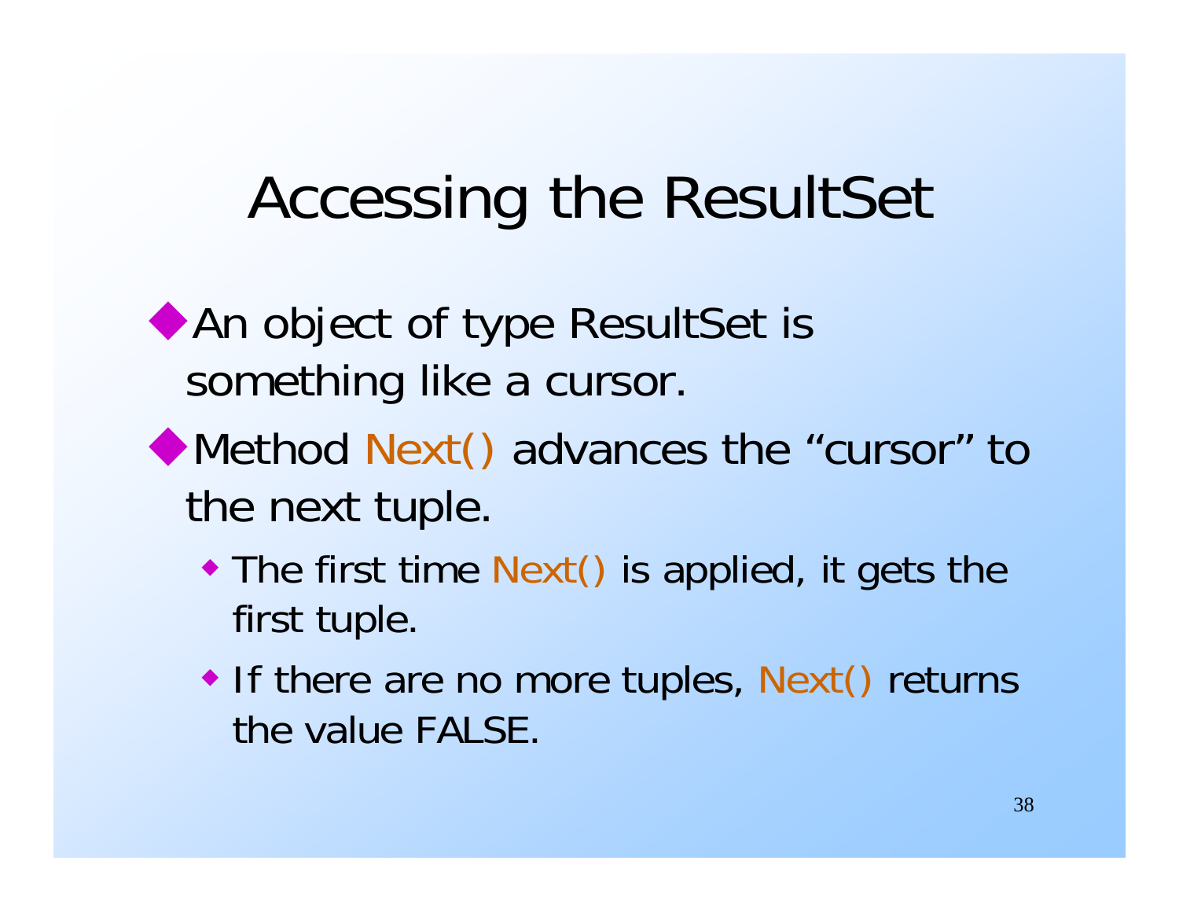# Accessing the ResultSet

- An object of type ResultSet is something like a cursor.
- Method Next() advances the "cursor" to the next tuple.
  - The first time Next() is applied, it gets the first tuple.
  - If there are no more tuples, Next() returns the value FALSE.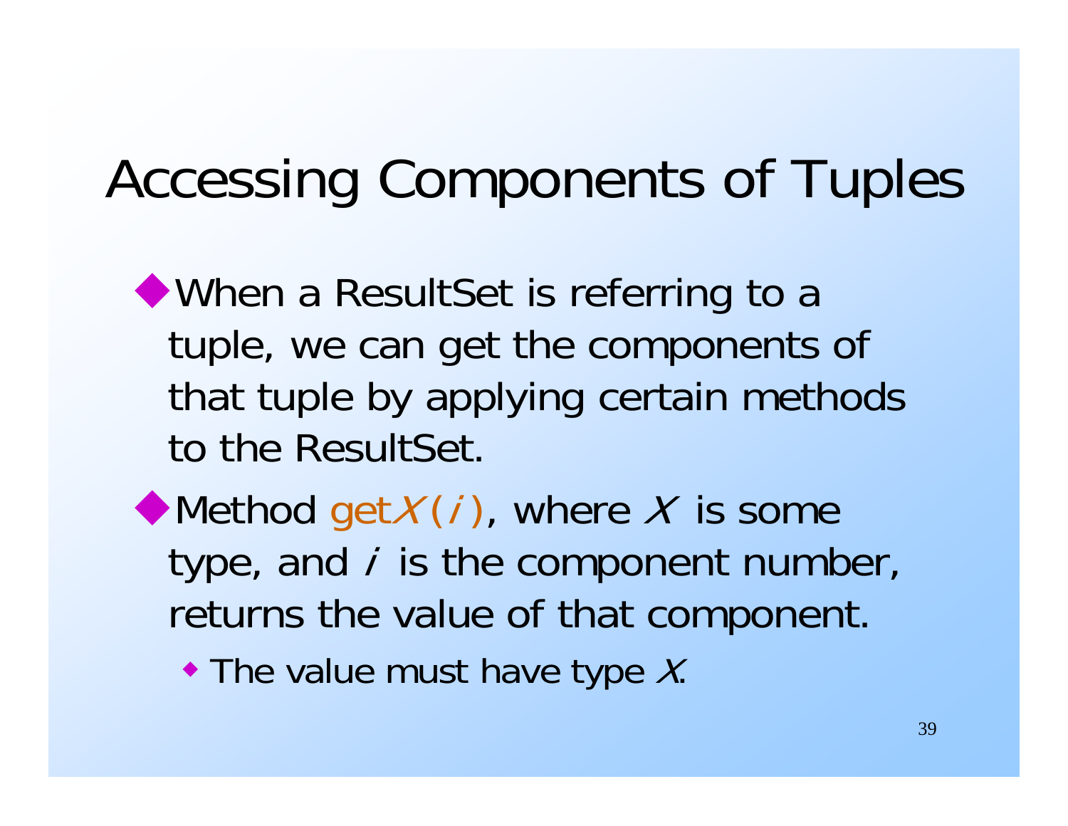# Accessing Components of Tuples

- When a ResultSet is referring to a tuple, we can get the components of that tuple by applying certain methods to the ResultSet.
- Method `get`*X*`(`*i*`)`, where *X* is some type, and *i* is the component number, returns the value of that component.
  - The value must have type *X*.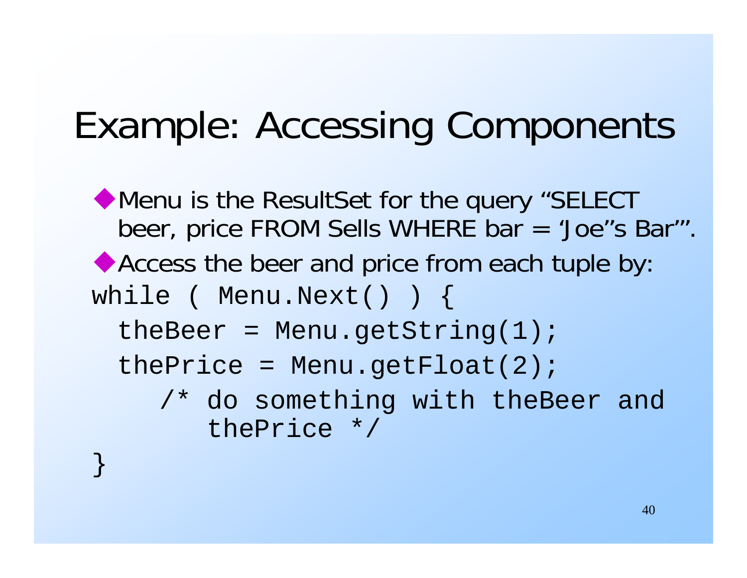# Example: Accessing Components

- Menu is the ResultSet for the query "SELECT beer, price FROM Sells WHERE bar = 'Joe''s Bar'".
- Access the beer and price from each tuple by:

```
while ( Menu.Next() ) {
  theBeer = Menu.getString(1);
  thePrice = Menu.getFloat(2);
     /* do something with theBeer and
        thePrice */
}
```